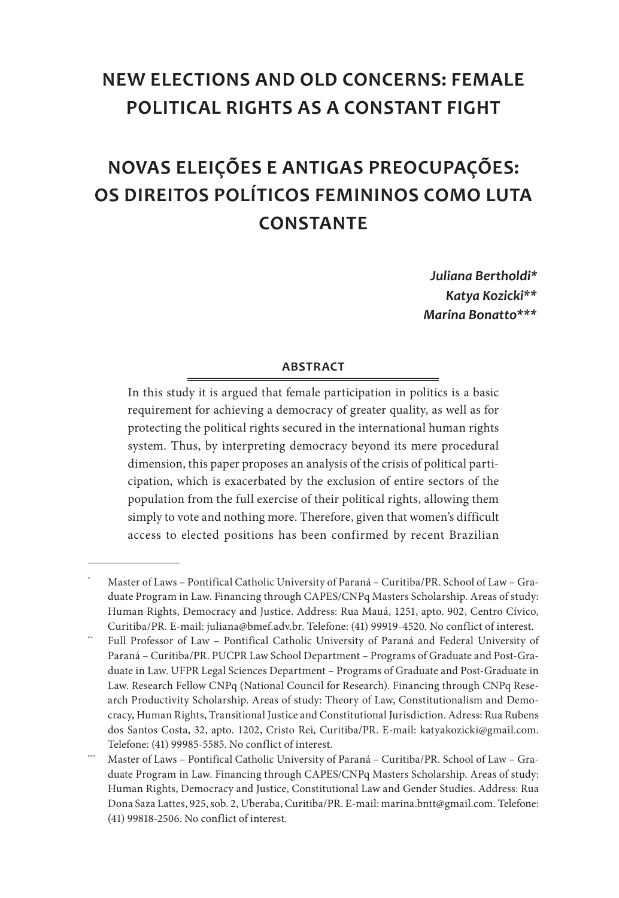# NEW ELECTIONS AND OLD CONCERNS: FEMALE POLITICAL RIGHTS AS A CONSTANT FIGHT

# NOVAS ELEIÇÕES E ANTIGAS PREOCUPAÇÕES: OS DIREITOS POLÍTICOS FEMININOS COMO LUTA CONSTANTE

***Juliana Bertholdi****
***Katya Kozicki*****
***Marina Bonatto******

## ABSTRACT

In this study it is argued that female participation in politics is a basic requirement for achieving a democracy of greater quality, as well as for protecting the political rights secured in the international human rights system. Thus, by interpreting democracy beyond its mere procedural dimension, this paper proposes an analysis of the crisis of political participation, which is exacerbated by the exclusion of entire sectors of the population from the full exercise of their political rights, allowing them simply to vote and nothing more. Therefore, given that women's difficult access to elected positions has been confirmed by recent Brazilian

---

\* Master of Laws – Pontifical Catholic University of Paraná – Curitiba/PR. School of Law – Graduate Program in Law. Financing through CAPES/CNPq Masters Scholarship. Areas of study: Human Rights, Democracy and Justice. Address: Rua Mauá, 1251, apto. 902, Centro Cívico, Curitiba/PR. E-mail: juliana@bmef.adv.br. Telefone: (41) 99919-4520. No conflict of interest.

\*\* Full Professor of Law – Pontifical Catholic University of Paraná and Federal University of Paraná – Curitiba/PR. PUCPR Law School Department – Programs of Graduate and Post-Graduate in Law. UFPR Legal Sciences Department – Programs of Graduate and Post-Graduate in Law. Research Fellow CNPq (National Council for Research). Financing through CNPq Research Productivity Scholarship. Areas of study: Theory of Law, Constitutionalism and Democracy, Human Rights, Transitional Justice and Constitutional Jurisdiction. Adress: Rua Rubens dos Santos Costa, 32, apto. 1202, Cristo Rei, Curitiba/PR. E-mail: katyakozicki@gmail.com. Telefone: (41) 99985-5585. No conflict of interest.

\*\*\* Master of Laws – Pontifical Catholic University of Paraná – Curitiba/PR. School of Law – Graduate Program in Law. Financing through CAPES/CNPq Masters Scholarship. Areas of study: Human Rights, Democracy and Justice, Constitutional Law and Gender Studies. Address: Rua Dona Saza Lattes, 925, sob. 2, Uberaba, Curitiba/PR. E-mail: marina.bntt@gmail.com. Telefone: (41) 99818-2506. No conflict of interest.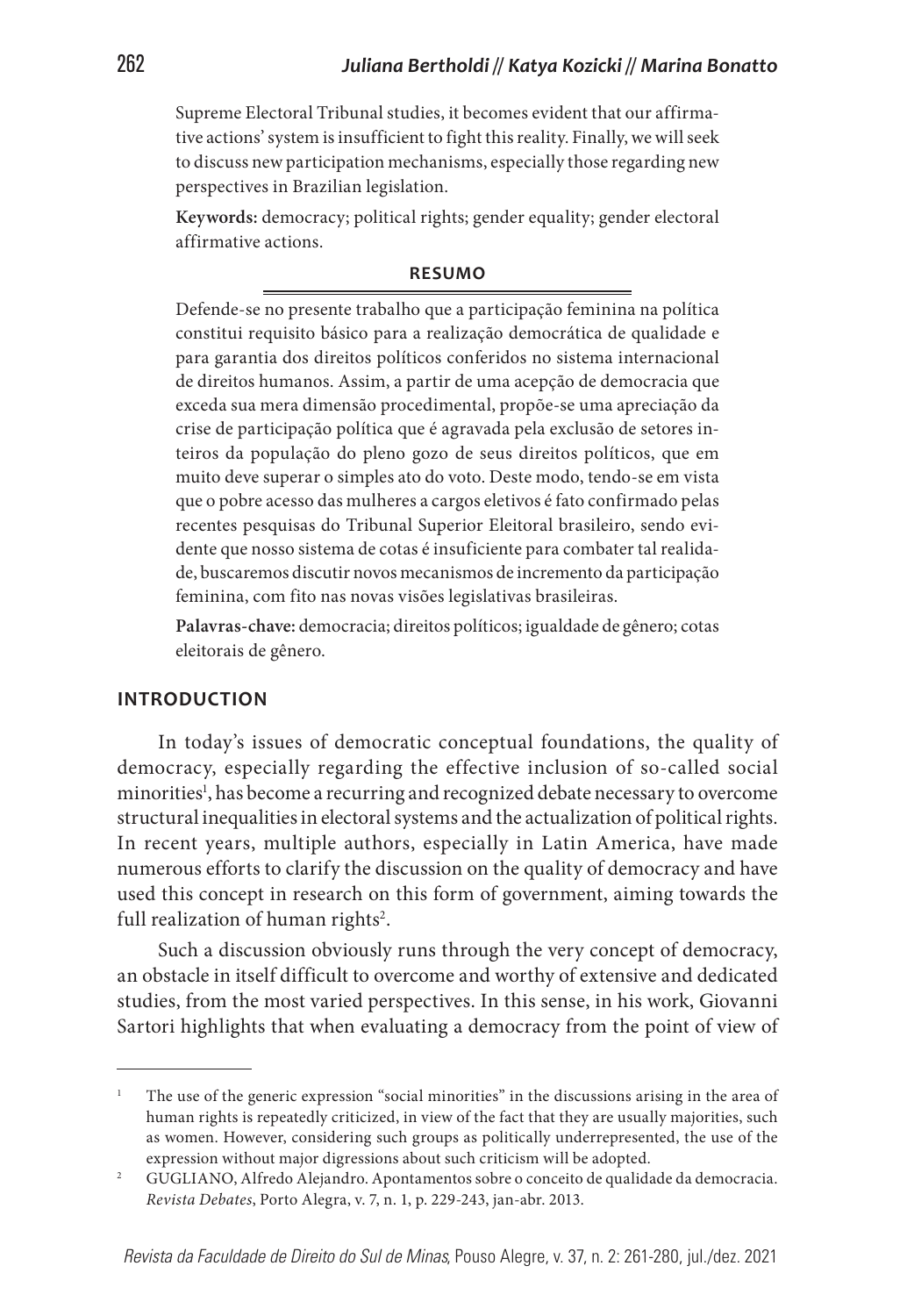Supreme Electoral Tribunal studies, it becomes evident that our affirmative actions' system is insufficient to fight this reality. Finally, we will seek to discuss new participation mechanisms, especially those regarding new perspectives in Brazilian legislation.

**Keywords:** democracy; political rights; gender equality; gender electoral affirmative actions.

### RESUMO

Defende-se no presente trabalho que a participação feminina na política constitui requisito básico para a realização democrática de qualidade e para garantia dos direitos políticos conferidos no sistema internacional de direitos humanos. Assim, a partir de uma acepção de democracia que exceda sua mera dimensão procedimental, propõe-se uma apreciação da crise de participação política que é agravada pela exclusão de setores inteiros da população do pleno gozo de seus direitos políticos, que em muito deve superar o simples ato do voto. Deste modo, tendo-se em vista que o pobre acesso das mulheres a cargos eletivos é fato confirmado pelas recentes pesquisas do Tribunal Superior Eleitoral brasileiro, sendo evidente que nosso sistema de cotas é insuficiente para combater tal realidade, buscaremos discutir novos mecanismos de incremento da participação feminina, com fito nas novas visões legislativas brasileiras.

**Palavras-chave:** democracia; direitos políticos; igualdade de gênero; cotas eleitorais de gênero.

## INTRODUCTION

In today's issues of democratic conceptual foundations, the quality of democracy, especially regarding the effective inclusion of so-called social minorities[1], has become a recurring and recognized debate necessary to overcome structural inequalities in electoral systems and the actualization of political rights. In recent years, multiple authors, especially in Latin America, have made numerous efforts to clarify the discussion on the quality of democracy and have used this concept in research on this form of government, aiming towards the full realization of human rights[2].

Such a discussion obviously runs through the very concept of democracy, an obstacle in itself difficult to overcome and worthy of extensive and dedicated studies, from the most varied perspectives. In this sense, in his work, Giovanni Sartori highlights that when evaluating a democracy from the point of view of

---

[1] The use of the generic expression "social minorities" in the discussions arising in the area of human rights is repeatedly criticized, in view of the fact that they are usually majorities, such as women. However, considering such groups as politically underrepresented, the use of the expression without major digressions about such criticism will be adopted.

[2] GUGLIANO, Alfredo Alejandro. Apontamentos sobre o conceito de qualidade da democracia. *Revista Debates*, Porto Alegra, v. 7, n. 1, p. 229-243, jan-abr. 2013.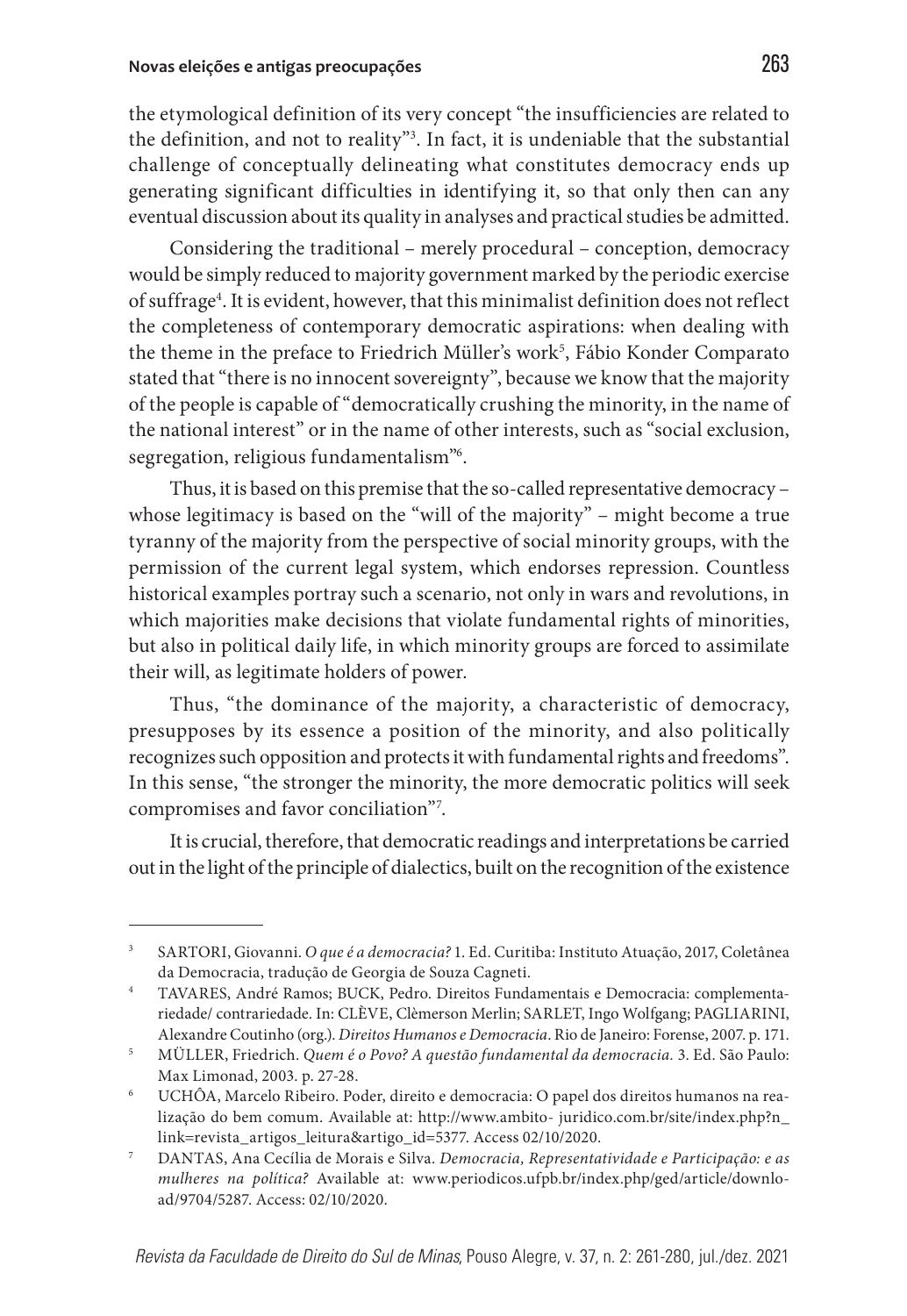the etymological definition of its very concept "the insufficiencies are related to the definition, and not to reality"[3]. In fact, it is undeniable that the substantial challenge of conceptually delineating what constitutes democracy ends up generating significant difficulties in identifying it, so that only then can any eventual discussion about its quality in analyses and practical studies be admitted.

Considering the traditional – merely procedural – conception, democracy would be simply reduced to majority government marked by the periodic exercise of suffrage[4]. It is evident, however, that this minimalist definition does not reflect the completeness of contemporary democratic aspirations: when dealing with the theme in the preface to Friedrich Müller's work[5], Fábio Konder Comparato stated that "there is no innocent sovereignty", because we know that the majority of the people is capable of "democratically crushing the minority, in the name of the national interest" or in the name of other interests, such as "social exclusion, segregation, religious fundamentalism"[6].

Thus, it is based on this premise that the so-called representative democracy – whose legitimacy is based on the "will of the majority" – might become a true tyranny of the majority from the perspective of social minority groups, with the permission of the current legal system, which endorses repression. Countless historical examples portray such a scenario, not only in wars and revolutions, in which majorities make decisions that violate fundamental rights of minorities, but also in political daily life, in which minority groups are forced to assimilate their will, as legitimate holders of power.

Thus, "the dominance of the majority, a characteristic of democracy, presupposes by its essence a position of the minority, and also politically recognizes such opposition and protects it with fundamental rights and freedoms". In this sense, "the stronger the minority, the more democratic politics will seek compromises and favor conciliation"[7].

It is crucial, therefore, that democratic readings and interpretations be carried out in the light of the principle of dialectics, built on the recognition of the existence

---

[3] SARTORI, Giovanni. *O que é a democracia?* 1. Ed. Curitiba: Instituto Atuação, 2017, Coletânea da Democracia, tradução de Georgia de Souza Cagneti.

[4] TAVARES, André Ramos; BUCK, Pedro. Direitos Fundamentais e Democracia: complementariedade/ contrariedade. In: CLÈVE, Clèmerson Merlin; SARLET, Ingo Wolfgang; PAGLIARINI, Alexandre Coutinho (org.). *Direitos Humanos e Democracia*. Rio de Janeiro: Forense, 2007. p. 171.

[5] MÜLLER, Friedrich. *Quem é o Povo? A questão fundamental da democracia.* 3. Ed. São Paulo: Max Limonad, 2003. p. 27-28.

[6] UCHÔA, Marcelo Ribeiro. Poder, direito e democracia: O papel dos direitos humanos na realização do bem comum. Available at: http://www.ambito- juridico.com.br/site/index.php?n_link=revista_artigos_leitura&artigo_id=5377. Access 02/10/2020.

[7] DANTAS, Ana Cecília de Morais e Silva. *Democracia, Representatividade e Participação: e as mulheres na política?* Available at: www.periodicos.ufpb.br/index.php/ged/article/download/9704/5287. Access: 02/10/2020.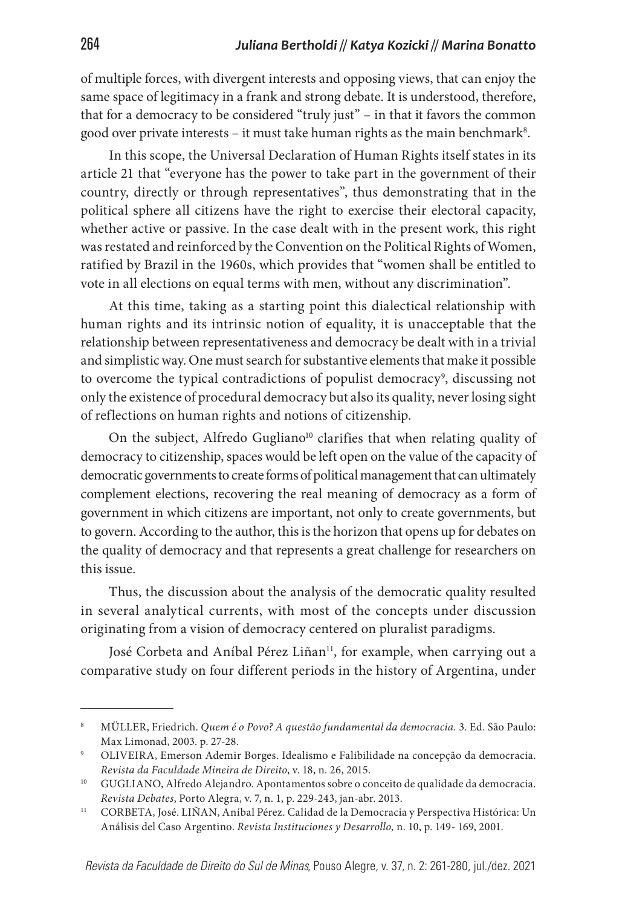of multiple forces, with divergent interests and opposing views, that can enjoy the same space of legitimacy in a frank and strong debate. It is understood, therefore, that for a democracy to be considered "truly just" – in that it favors the common good over private interests – it must take human rights as the main benchmark[8].

In this scope, the Universal Declaration of Human Rights itself states in its article 21 that "everyone has the power to take part in the government of their country, directly or through representatives", thus demonstrating that in the political sphere all citizens have the right to exercise their electoral capacity, whether active or passive. In the case dealt with in the present work, this right was restated and reinforced by the Convention on the Political Rights of Women, ratified by Brazil in the 1960s, which provides that "women shall be entitled to vote in all elections on equal terms with men, without any discrimination".

At this time, taking as a starting point this dialectical relationship with human rights and its intrinsic notion of equality, it is unacceptable that the relationship between representativeness and democracy be dealt with in a trivial and simplistic way. One must search for substantive elements that make it possible to overcome the typical contradictions of populist democracy[9], discussing not only the existence of procedural democracy but also its quality, never losing sight of reflections on human rights and notions of citizenship.

On the subject, Alfredo Gugliano[10] clarifies that when relating quality of democracy to citizenship, spaces would be left open on the value of the capacity of democratic governments to create forms of political management that can ultimately complement elections, recovering the real meaning of democracy as a form of government in which citizens are important, not only to create governments, but to govern. According to the author, this is the horizon that opens up for debates on the quality of democracy and that represents a great challenge for researchers on this issue.

Thus, the discussion about the analysis of the democratic quality resulted in several analytical currents, with most of the concepts under discussion originating from a vision of democracy centered on pluralist paradigms.

José Corbeta and Aníbal Pérez Liñan[11], for example, when carrying out a comparative study on four different periods in the history of Argentina, under

---

[8] MÜLLER, Friedrich. *Quem é o Povo? A questão fundamental da democracia.* 3. Ed. São Paulo: Max Limonad, 2003. p. 27-28.

[9] OLIVEIRA, Emerson Ademir Borges. Idealismo e Falibilidade na concepção da democracia. *Revista da Faculdade Mineira de Direito*, v. 18, n. 26, 2015.

[10] GUGLIANO, Alfredo Alejandro. Apontamentos sobre o conceito de qualidade da democracia. *Revista Debates*, Porto Alegra, v. 7, n. 1, p. 229-243, jan-abr. 2013.

[11] CORBETA, José. LIÑAN, Aníbal Pérez. Calidad de la Democracia y Perspectiva Histórica: Un Análisis del Caso Argentino. *Revista Instituciones y Desarrollo,* n. 10, p. 149- 169, 2001.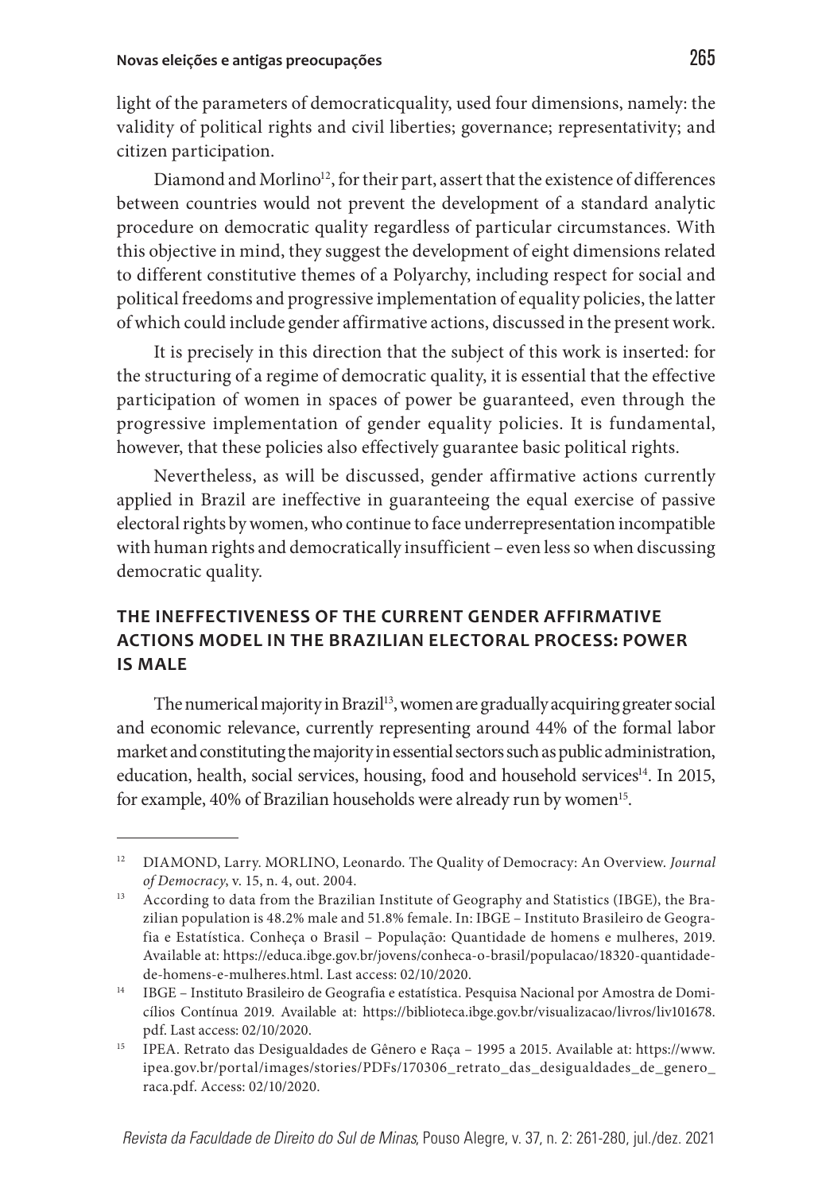light of the parameters of democraticquality, used four dimensions, namely: the validity of political rights and civil liberties; governance; representativity; and citizen participation.

Diamond and Morlino[12], for their part, assert that the existence of differences between countries would not prevent the development of a standard analytic procedure on democratic quality regardless of particular circumstances. With this objective in mind, they suggest the development of eight dimensions related to different constitutive themes of a Polyarchy, including respect for social and political freedoms and progressive implementation of equality policies, the latter of which could include gender affirmative actions, discussed in the present work.

It is precisely in this direction that the subject of this work is inserted: for the structuring of a regime of democratic quality, it is essential that the effective participation of women in spaces of power be guaranteed, even through the progressive implementation of gender equality policies. It is fundamental, however, that these policies also effectively guarantee basic political rights.

Nevertheless, as will be discussed, gender affirmative actions currently applied in Brazil are ineffective in guaranteeing the equal exercise of passive electoral rights by women, who continue to face underrepresentation incompatible with human rights and democratically insufficient – even less so when discussing democratic quality.

## THE INEFFECTIVENESS OF THE CURRENT GENDER AFFIRMATIVE ACTIONS MODEL IN THE BRAZILIAN ELECTORAL PROCESS: POWER IS MALE

The numerical majority in Brazil[13], women are gradually acquiring greater social and economic relevance, currently representing around 44% of the formal labor market and constituting the majority in essential sectors such as public administration, education, health, social services, housing, food and household services[14]. In 2015, for example, 40% of Brazilian households were already run by women[15].

---

[12] DIAMOND, Larry. MORLINO, Leonardo. The Quality of Democracy: An Overview. *Journal of Democracy*, v. 15, n. 4, out. 2004.

[13] According to data from the Brazilian Institute of Geography and Statistics (IBGE), the Brazilian population is 48.2% male and 51.8% female. In: IBGE – Instituto Brasileiro de Geografia e Estatística. Conheça o Brasil – População: Quantidade de homens e mulheres, 2019. Available at: https://educa.ibge.gov.br/jovens/conheca-o-brasil/populacao/18320-quantidade-de-homens-e-mulheres.html. Last access: 02/10/2020.

[14] IBGE – Instituto Brasileiro de Geografia e estatística. Pesquisa Nacional por Amostra de Domicílios Contínua 2019. Available at: https://biblioteca.ibge.gov.br/visualizacao/livros/liv101678.pdf. Last access: 02/10/2020.

[15] IPEA. Retrato das Desigualdades de Gênero e Raça – 1995 a 2015. Available at: https://www.ipea.gov.br/portal/images/stories/PDFs/170306_retrato_das_desigualdades_de_genero_raca.pdf. Access: 02/10/2020.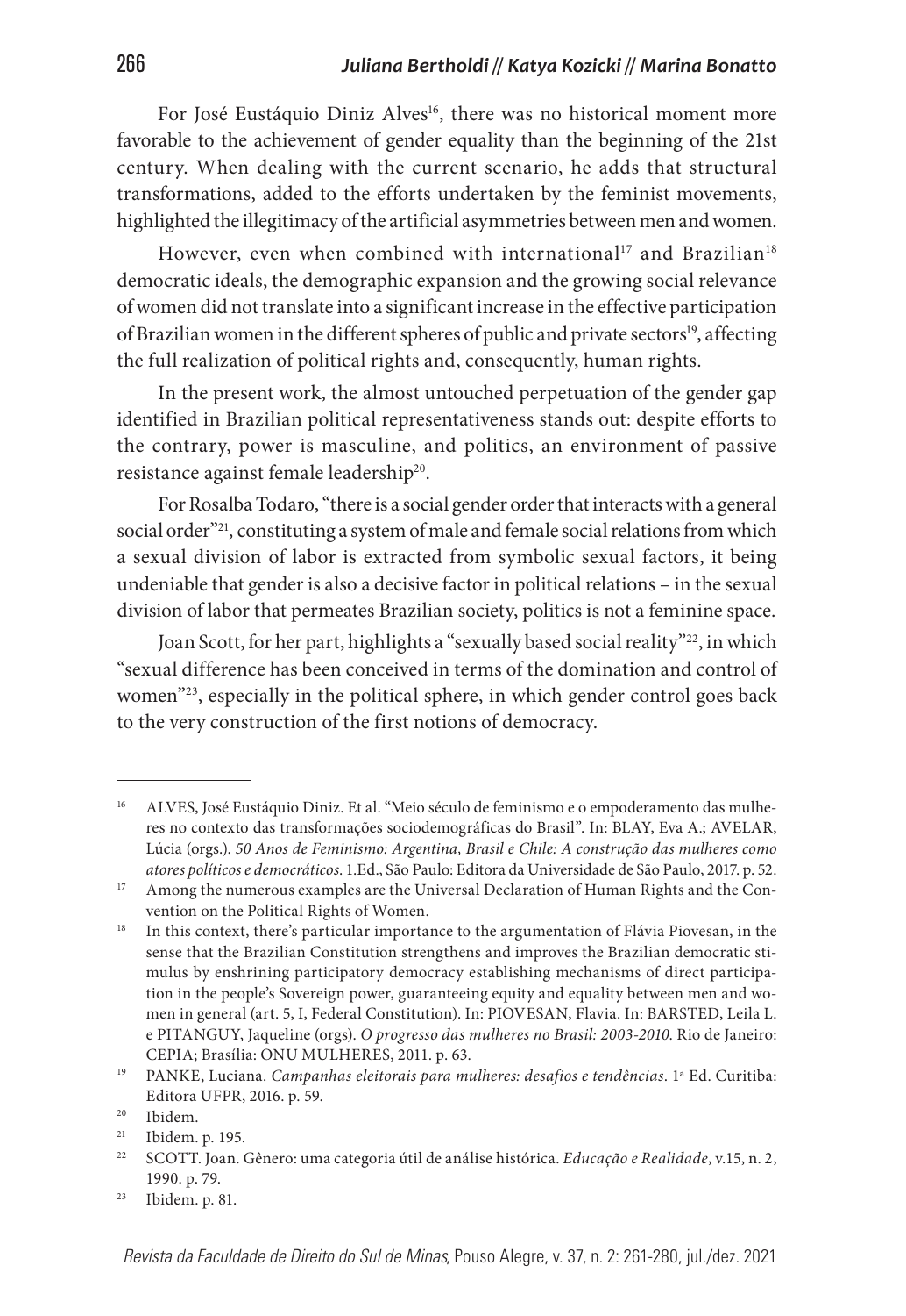For José Eustáquio Diniz Alves[16], there was no historical moment more favorable to the achievement of gender equality than the beginning of the 21st century. When dealing with the current scenario, he adds that structural transformations, added to the efforts undertaken by the feminist movements, highlighted the illegitimacy of the artificial asymmetries between men and women.

However, even when combined with international[17] and Brazilian[18] democratic ideals, the demographic expansion and the growing social relevance of women did not translate into a significant increase in the effective participation of Brazilian women in the different spheres of public and private sectors[19], affecting the full realization of political rights and, consequently, human rights.

In the present work, the almost untouched perpetuation of the gender gap identified in Brazilian political representativeness stands out: despite efforts to the contrary, power is masculine, and politics, an environment of passive resistance against female leadership[20].

For Rosalba Todaro, "there is a social gender order that interacts with a general social order"[21], constituting a system of male and female social relations from which a sexual division of labor is extracted from symbolic sexual factors, it being undeniable that gender is also a decisive factor in political relations – in the sexual division of labor that permeates Brazilian society, politics is not a feminine space.

Joan Scott, for her part, highlights a "sexually based social reality"[22], in which "sexual difference has been conceived in terms of the domination and control of women"[23], especially in the political sphere, in which gender control goes back to the very construction of the first notions of democracy.

---

[16] ALVES, José Eustáquio Diniz. Et al. "Meio século de feminismo e o empoderamento das mulheres no contexto das transformações sociodemográficas do Brasil". In: BLAY, Eva A.; AVELAR, Lúcia (orgs.). *50 Anos de Feminismo: Argentina, Brasil e Chile: A construção das mulheres como atores políticos e democráticos*. 1.Ed., São Paulo: Editora da Universidade de São Paulo, 2017. p. 52.

[17] Among the numerous examples are the Universal Declaration of Human Rights and the Convention on the Political Rights of Women.

[18] In this context, there's particular importance to the argumentation of Flávia Piovesan, in the sense that the Brazilian Constitution strengthens and improves the Brazilian democratic stimulus by enshrining participatory democracy establishing mechanisms of direct participation in the people's Sovereign power, guaranteeing equity and equality between men and women in general (art. 5, I, Federal Constitution). In: PIOVESAN, Flavia. In: BARSTED, Leila L. e PITANGUY, Jaqueline (orgs). *O progresso das mulheres no Brasil: 2003-2010*. Rio de Janeiro: CEPIA; Brasília: ONU MULHERES, 2011. p. 63.

[19] PANKE, Luciana. *Campanhas eleitorais para mulheres: desafios e tendências*. 1ª Ed. Curitiba: Editora UFPR, 2016. p. 59.

[20] Ibidem.

[21] Ibidem. p. 195.

[22] SCOTT. Joan. Gênero: uma categoria útil de análise histórica. *Educação e Realidade*, v.15, n. 2, 1990. p. 79.

[23] Ibidem. p. 81.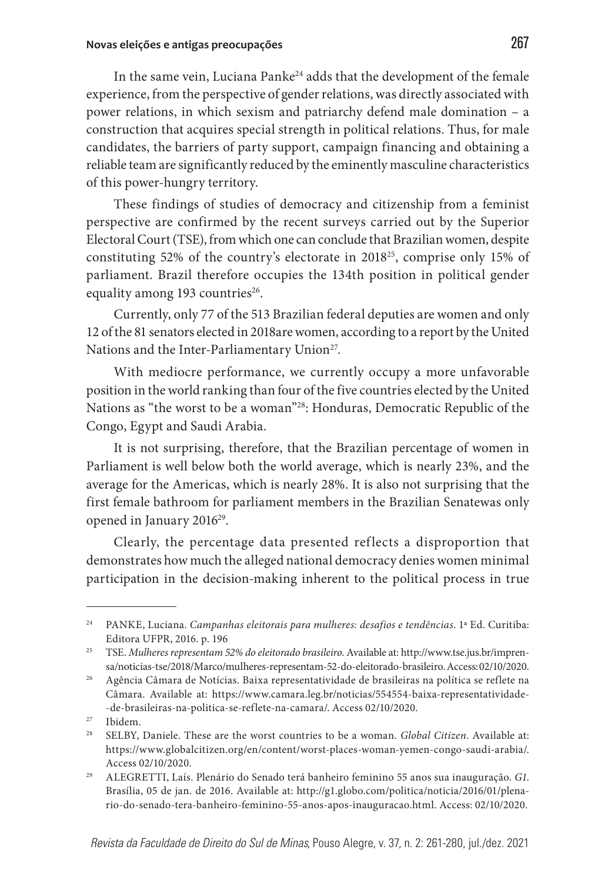In the same vein, Luciana Panke[24] adds that the development of the female experience, from the perspective of gender relations, was directly associated with power relations, in which sexism and patriarchy defend male domination – a construction that acquires special strength in political relations. Thus, for male candidates, the barriers of party support, campaign financing and obtaining a reliable team are significantly reduced by the eminently masculine characteristics of this power-hungry territory.

These findings of studies of democracy and citizenship from a feminist perspective are confirmed by the recent surveys carried out by the Superior Electoral Court (TSE), from which one can conclude that Brazilian women, despite constituting 52% of the country's electorate in 2018[25], comprise only 15% of parliament. Brazil therefore occupies the 134th position in political gender equality among 193 countries[26].

Currently, only 77 of the 513 Brazilian federal deputies are women and only 12 of the 81 senators elected in 2018are women, according to a report by the United Nations and the Inter-Parliamentary Union[27].

With mediocre performance, we currently occupy a more unfavorable position in the world ranking than four of the five countries elected by the United Nations as "the worst to be a woman"[28]: Honduras, Democratic Republic of the Congo, Egypt and Saudi Arabia.

It is not surprising, therefore, that the Brazilian percentage of women in Parliament is well below both the world average, which is nearly 23%, and the average for the Americas, which is nearly 28%. It is also not surprising that the first female bathroom for parliament members in the Brazilian Senatewas only opened in January 2016[29].

Clearly, the percentage data presented reflects a disproportion that demonstrates how much the alleged national democracy denies women minimal participation in the decision-making inherent to the political process in true

---

[24] PANKE, Luciana. *Campanhas eleitorais para mulheres: desafios e tendências*. 1ª Ed. Curitiba: Editora UFPR, 2016. p. 196

[25] TSE. *Mulheres representam 52% do eleitorado brasileiro*. Available at: http://www.tse.jus.br/imprensa/noticias-tse/2018/Marco/mulheres-representam-52-do-eleitorado-brasileiro. Access: 02/10/2020.

[26] Agência Câmara de Notícias. Baixa representatividade de brasileiras na política se reflete na Câmara. Available at: https://www.camara.leg.br/noticias/554554-baixa-representatividade-de-brasileiras-na-politica-se-reflete-na-camara/. Access 02/10/2020.

[27] Ibidem.

[28] SELBY, Daniele. These are the worst countries to be a woman. *Global Citizen*. Available at: https://www.globalcitizen.org/en/content/worst-places-woman-yemen-congo-saudi-arabia/. Access 02/10/2020.

[29] ALEGRETTI, Laís. Plenário do Senado terá banheiro feminino 55 anos sua inauguração. *G1*. Brasília, 05 de jan. de 2016. Available at: http://g1.globo.com/politica/noticia/2016/01/plenario-do-senado-tera-banheiro-feminino-55-anos-apos-inauguracao.html. Access: 02/10/2020.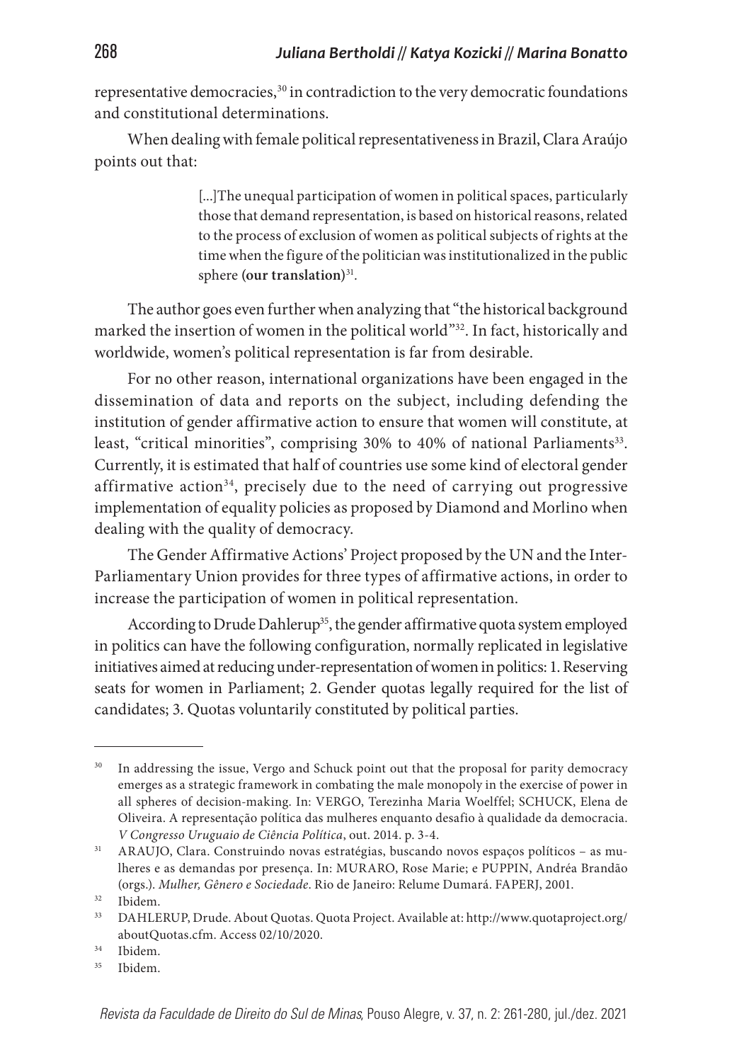representative democracies,[30] in contradiction to the very democratic foundations and constitutional determinations.

When dealing with female political representativeness in Brazil, Clara Araújo points out that:

> [...]The unequal participation of women in political spaces, particularly those that demand representation, is based on historical reasons, related to the process of exclusion of women as political subjects of rights at the time when the figure of the politician was institutionalized in the public sphere **(our translation)**[31].

The author goes even further when analyzing that "the historical background marked the insertion of women in the political world"[32]. In fact, historically and worldwide, women's political representation is far from desirable.

For no other reason, international organizations have been engaged in the dissemination of data and reports on the subject, including defending the institution of gender affirmative action to ensure that women will constitute, at least, "critical minorities", comprising 30% to 40% of national Parliaments[33]. Currently, it is estimated that half of countries use some kind of electoral gender affirmative action[34], precisely due to the need of carrying out progressive implementation of equality policies as proposed by Diamond and Morlino when dealing with the quality of democracy.

The Gender Affirmative Actions' Project proposed by the UN and the Inter-Parliamentary Union provides for three types of affirmative actions, in order to increase the participation of women in political representation.

According to Drude Dahlerup[35], the gender affirmative quota system employed in politics can have the following configuration, normally replicated in legislative initiatives aimed at reducing under-representation of women in politics: 1. Reserving seats for women in Parliament; 2. Gender quotas legally required for the list of candidates; 3. Quotas voluntarily constituted by political parties.

---

[30] In addressing the issue, Vergo and Schuck point out that the proposal for parity democracy emerges as a strategic framework in combating the male monopoly in the exercise of power in all spheres of decision-making. In: VERGO, Terezinha Maria Woelffel; SCHUCK, Elena de Oliveira. A representação política das mulheres enquanto desafio à qualidade da democracia. *V Congresso Uruguaio de Ciência Política*, out. 2014. p. 3-4.

[31] ARAUJO, Clara. Construindo novas estratégias, buscando novos espaços políticos – as mulheres e as demandas por presença. In: MURARO, Rose Marie; e PUPPIN, Andréa Brandão (orgs.). *Mulher, Gênero e Sociedade*. Rio de Janeiro: Relume Dumará. FAPERJ, 2001.

[32] Ibidem.

[33] DAHLERUP, Drude. About Quotas. Quota Project. Available at: http://www.quotaproject.org/aboutQuotas.cfm. Access 02/10/2020.

[34] Ibidem.

[35] Ibidem.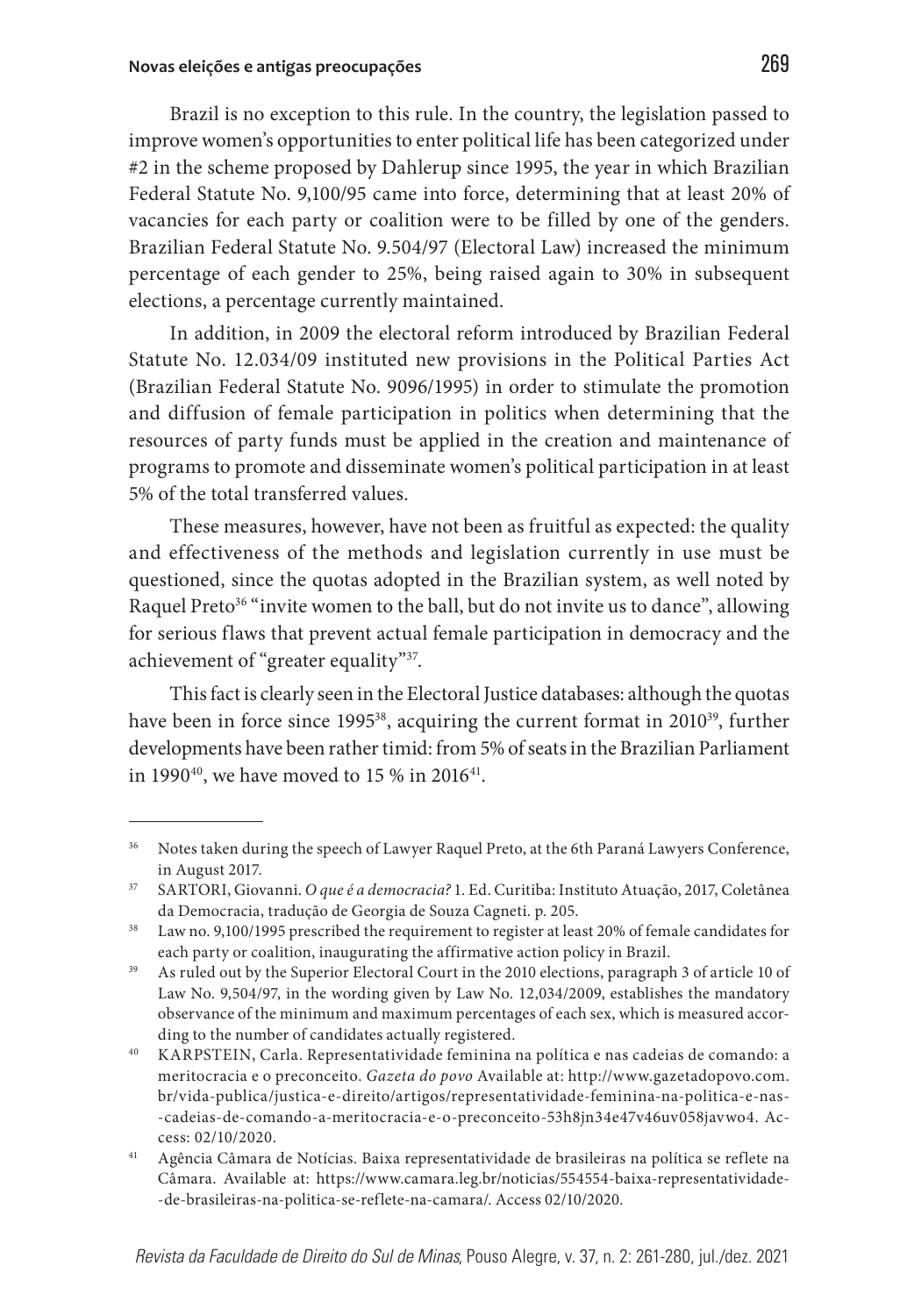Brazil is no exception to this rule. In the country, the legislation passed to improve women's opportunities to enter political life has been categorized under #2 in the scheme proposed by Dahlerup since 1995, the year in which Brazilian Federal Statute No. 9,100/95 came into force, determining that at least 20% of vacancies for each party or coalition were to be filled by one of the genders. Brazilian Federal Statute No. 9.504/97 (Electoral Law) increased the minimum percentage of each gender to 25%, being raised again to 30% in subsequent elections, a percentage currently maintained.

In addition, in 2009 the electoral reform introduced by Brazilian Federal Statute No. 12.034/09 instituted new provisions in the Political Parties Act (Brazilian Federal Statute No. 9096/1995) in order to stimulate the promotion and diffusion of female participation in politics when determining that the resources of party funds must be applied in the creation and maintenance of programs to promote and disseminate women's political participation in at least 5% of the total transferred values.

These measures, however, have not been as fruitful as expected: the quality and effectiveness of the methods and legislation currently in use must be questioned, since the quotas adopted in the Brazilian system, as well noted by Raquel Preto[36] "invite women to the ball, but do not invite us to dance", allowing for serious flaws that prevent actual female participation in democracy and the achievement of "greater equality"[37].

This fact is clearly seen in the Electoral Justice databases: although the quotas have been in force since 1995[38], acquiring the current format in 2010[39], further developments have been rather timid: from 5% of seats in the Brazilian Parliament in 1990[40], we have moved to 15 % in 2016[41].

---

[36] Notes taken during the speech of Lawyer Raquel Preto, at the 6th Paraná Lawyers Conference, in August 2017.

[37] SARTORI, Giovanni. *O que é a democracia?* 1. Ed. Curitiba: Instituto Atuação, 2017, Coletânea da Democracia, tradução de Georgia de Souza Cagneti. p. 205.

[38] Law no. 9,100/1995 prescribed the requirement to register at least 20% of female candidates for each party or coalition, inaugurating the affirmative action policy in Brazil.

[39] As ruled out by the Superior Electoral Court in the 2010 elections, paragraph 3 of article 10 of Law No. 9,504/97, in the wording given by Law No. 12,034/2009, establishes the mandatory observance of the minimum and maximum percentages of each sex, which is measured according to the number of candidates actually registered.

[40] KARPSTEIN, Carla. Representatividade feminina na política e nas cadeias de comando: a meritocracia e o preconceito. *Gazeta do povo* Available at: http://www.gazetadopovo.com.br/vida-publica/justica-e-direito/artigos/representatividade-feminina-na-politica-e-nas-cadeias-de-comando-a-meritocracia-e-o-preconceito-53h8jn34e47v46uv058javwo4. Access: 02/10/2020.

[41] Agência Câmara de Notícias. Baixa representatividade de brasileiras na política se reflete na Câmara. Available at: https://www.camara.leg.br/noticias/554554-baixa-representatividade-de-brasileiras-na-politica-se-reflete-na-camara/. Access 02/10/2020.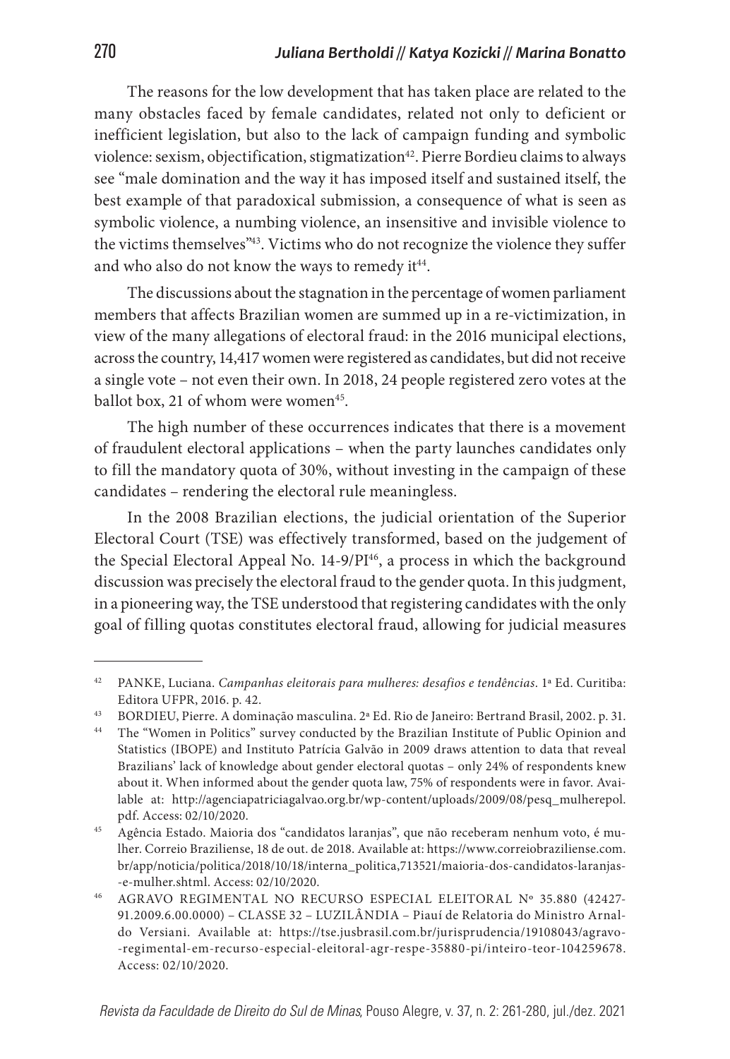The reasons for the low development that has taken place are related to the many obstacles faced by female candidates, related not only to deficient or inefficient legislation, but also to the lack of campaign funding and symbolic violence: sexism, objectification, stigmatization[42]. Pierre Bordieu claims to always see "male domination and the way it has imposed itself and sustained itself, the best example of that paradoxical submission, a consequence of what is seen as symbolic violence, a numbing violence, an insensitive and invisible violence to the victims themselves"[43]. Victims who do not recognize the violence they suffer and who also do not know the ways to remedy it[44].

The discussions about the stagnation in the percentage of women parliament members that affects Brazilian women are summed up in a re-victimization, in view of the many allegations of electoral fraud: in the 2016 municipal elections, across the country, 14,417 women were registered as candidates, but did not receive a single vote – not even their own. In 2018, 24 people registered zero votes at the ballot box, 21 of whom were women[45].

The high number of these occurrences indicates that there is a movement of fraudulent electoral applications – when the party launches candidates only to fill the mandatory quota of 30%, without investing in the campaign of these candidates – rendering the electoral rule meaningless.

In the 2008 Brazilian elections, the judicial orientation of the Superior Electoral Court (TSE) was effectively transformed, based on the judgement of the Special Electoral Appeal No. 14-9/PI[46], a process in which the background discussion was precisely the electoral fraud to the gender quota. In this judgment, in a pioneering way, the TSE understood that registering candidates with the only goal of filling quotas constitutes electoral fraud, allowing for judicial measures

---

[42] PANKE, Luciana. *Campanhas eleitorais para mulheres: desafios e tendências*. 1ª Ed. Curitiba: Editora UFPR, 2016. p. 42.

[43] BORDIEU, Pierre. A dominação masculina. 2ª Ed. Rio de Janeiro: Bertrand Brasil, 2002. p. 31.

[44] The "Women in Politics" survey conducted by the Brazilian Institute of Public Opinion and Statistics (IBOPE) and Instituto Patrícia Galvão in 2009 draws attention to data that reveal Brazilians' lack of knowledge about gender electoral quotas – only 24% of respondents knew about it. When informed about the gender quota law, 75% of respondents were in favor. Available at: http://agenciapatriciagalvao.org.br/wp-content/uploads/2009/08/pesq_mulherepol.pdf. Access: 02/10/2020.

[45] Agência Estado. Maioria dos "candidatos laranjas", que não receberam nenhum voto, é mulher. Correio Braziliense, 18 de out. de 2018. Available at: https://www.correiobraziliense.com.br/app/noticia/politica/2018/10/18/interna_politica,713521/maioria-dos-candidatos-laranjas-e-mulher.shtml. Access: 02/10/2020.

[46] AGRAVO REGIMENTAL NO RECURSO ESPECIAL ELEITORAL Nº 35.880 (42427-91.2009.6.00.0000) – CLASSE 32 – LUZILÂNDIA – Piauí de Relatoria do Ministro Arnaldo Versiani. Available at: https://tse.jusbrasil.com.br/jurisprudencia/19108043/agravo-regimental-em-recurso-especial-eleitoral-agr-respe-35880-pi/inteiro-teor-104259678. Access: 02/10/2020.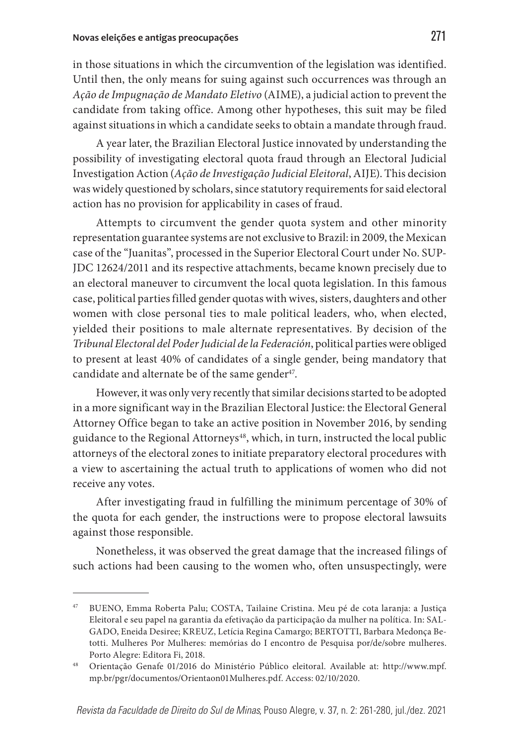in those situations in which the circumvention of the legislation was identified. Until then, the only means for suing against such occurrences was through an *Ação de Impugnação de Mandato Eletivo* (AIME), a judicial action to prevent the candidate from taking office. Among other hypotheses, this suit may be filed against situations in which a candidate seeks to obtain a mandate through fraud.

A year later, the Brazilian Electoral Justice innovated by understanding the possibility of investigating electoral quota fraud through an Electoral Judicial Investigation Action (*Ação de Investigação Judicial Eleitoral*, AIJE). This decision was widely questioned by scholars, since statutory requirements for said electoral action has no provision for applicability in cases of fraud.

Attempts to circumvent the gender quota system and other minority representation guarantee systems are not exclusive to Brazil: in 2009, the Mexican case of the "Juanitas", processed in the Superior Electoral Court under No. SUP-JDC 12624/2011 and its respective attachments, became known precisely due to an electoral maneuver to circumvent the local quota legislation. In this famous case, political parties filled gender quotas with wives, sisters, daughters and other women with close personal ties to male political leaders, who, when elected, yielded their positions to male alternate representatives. By decision of the *Tribunal Electoral del Poder Judicial de la Federación*, political parties were obliged to present at least 40% of candidates of a single gender, being mandatory that candidate and alternate be of the same gender[47].

However, it was only very recently that similar decisions started to be adopted in a more significant way in the Brazilian Electoral Justice: the Electoral General Attorney Office began to take an active position in November 2016, by sending guidance to the Regional Attorneys[48], which, in turn, instructed the local public attorneys of the electoral zones to initiate preparatory electoral procedures with a view to ascertaining the actual truth to applications of women who did not receive any votes.

After investigating fraud in fulfilling the minimum percentage of 30% of the quota for each gender, the instructions were to propose electoral lawsuits against those responsible.

Nonetheless, it was observed the great damage that the increased filings of such actions had been causing to the women who, often unsuspectingly, were

---

[47] BUENO, Emma Roberta Palu; COSTA, Tailaine Cristina. Meu pé de cota laranja: a Justiça Eleitoral e seu papel na garantia da efetivação da participação da mulher na política. In: SALGADO, Eneida Desiree; KREUZ, Letícia Regina Camargo; BERTOTTI, Barbara Medonça Betotti. Mulheres Por Mulheres: memórias do I encontro de Pesquisa por/de/sobre mulheres. Porto Alegre: Editora Fi, 2018.

[48] Orientação Genafe 01/2016 do Ministério Público eleitoral. Available at: http://www.mpf.mp.br/pgr/documentos/Orientaon01Mulheres.pdf. Access: 02/10/2020.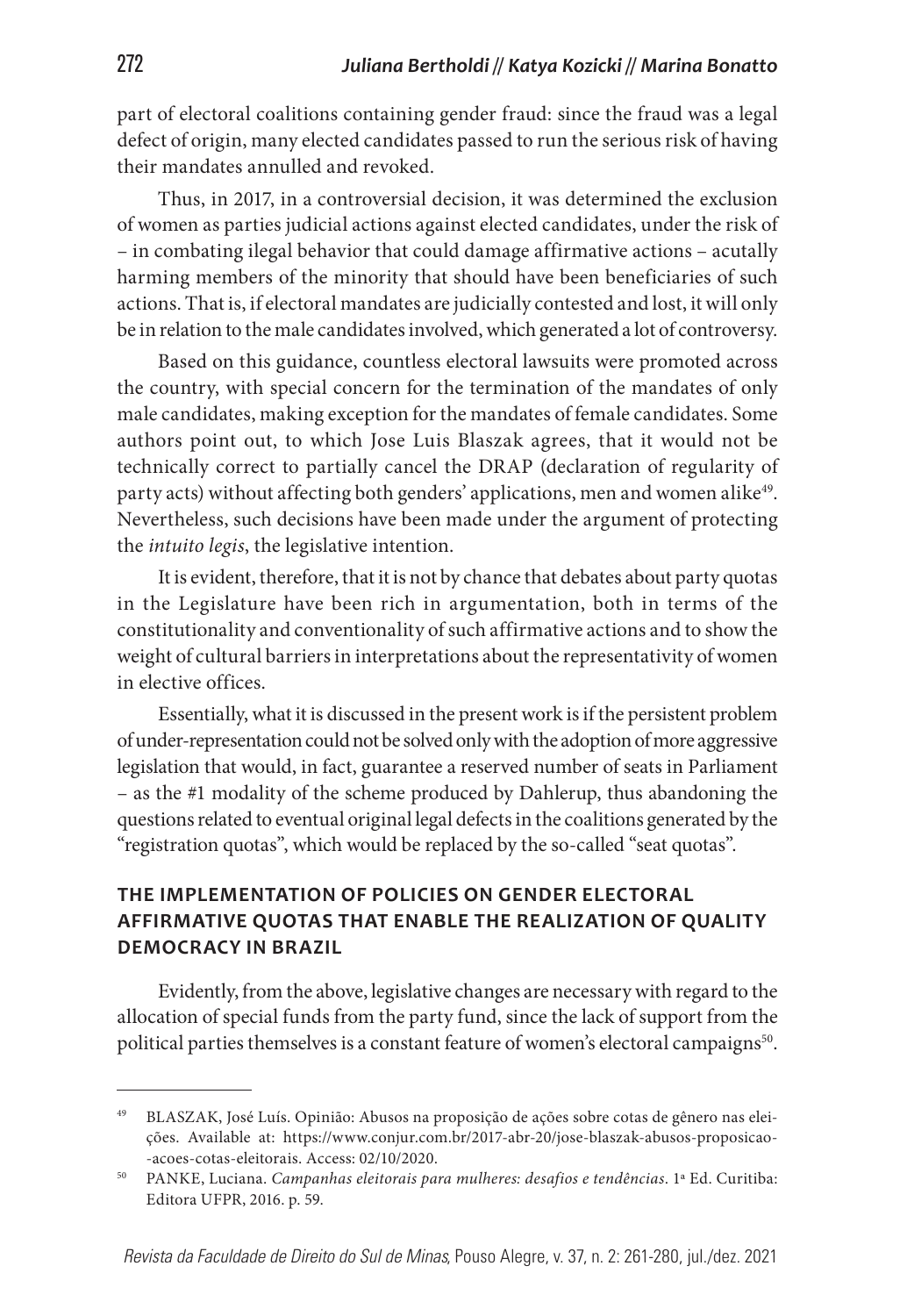part of electoral coalitions containing gender fraud: since the fraud was a legal defect of origin, many elected candidates passed to run the serious risk of having their mandates annulled and revoked.

Thus, in 2017, in a controversial decision, it was determined the exclusion of women as parties judicial actions against elected candidates, under the risk of – in combating ilegal behavior that could damage affirmative actions – acutally harming members of the minority that should have been beneficiaries of such actions. That is, if electoral mandates are judicially contested and lost, it will only be in relation to the male candidates involved, which generated a lot of controversy.

Based on this guidance, countless electoral lawsuits were promoted across the country, with special concern for the termination of the mandates of only male candidates, making exception for the mandates of female candidates. Some authors point out, to which Jose Luis Blaszak agrees, that it would not be technically correct to partially cancel the DRAP (declaration of regularity of party acts) without affecting both genders' applications, men and women alike[49]. Nevertheless, such decisions have been made under the argument of protecting the *intuito legis*, the legislative intention.

It is evident, therefore, that it is not by chance that debates about party quotas in the Legislature have been rich in argumentation, both in terms of the constitutionality and conventionality of such affirmative actions and to show the weight of cultural barriers in interpretations about the representativity of women in elective offices.

Essentially, what it is discussed in the present work is if the persistent problem of under-representation could not be solved only with the adoption of more aggressive legislation that would, in fact, guarantee a reserved number of seats in Parliament – as the #1 modality of the scheme produced by Dahlerup, thus abandoning the questions related to eventual original legal defects in the coalitions generated by the "registration quotas", which would be replaced by the so-called "seat quotas".

## THE IMPLEMENTATION OF POLICIES ON GENDER ELECTORAL AFFIRMATIVE QUOTAS THAT ENABLE THE REALIZATION OF QUALITY DEMOCRACY IN BRAZIL

Evidently, from the above, legislative changes are necessary with regard to the allocation of special funds from the party fund, since the lack of support from the political parties themselves is a constant feature of women's electoral campaigns[50].

---

[49] BLASZAK, José Luís. Opinião: Abusos na proposição de ações sobre cotas de gênero nas eleições. Available at: https://www.conjur.com.br/2017-abr-20/jose-blaszak-abusos-proposicao-acoes-cotas-eleitorais. Access: 02/10/2020.

[50] PANKE, Luciana. *Campanhas eleitorais para mulheres: desafios e tendências*. 1ª Ed. Curitiba: Editora UFPR, 2016. p. 59.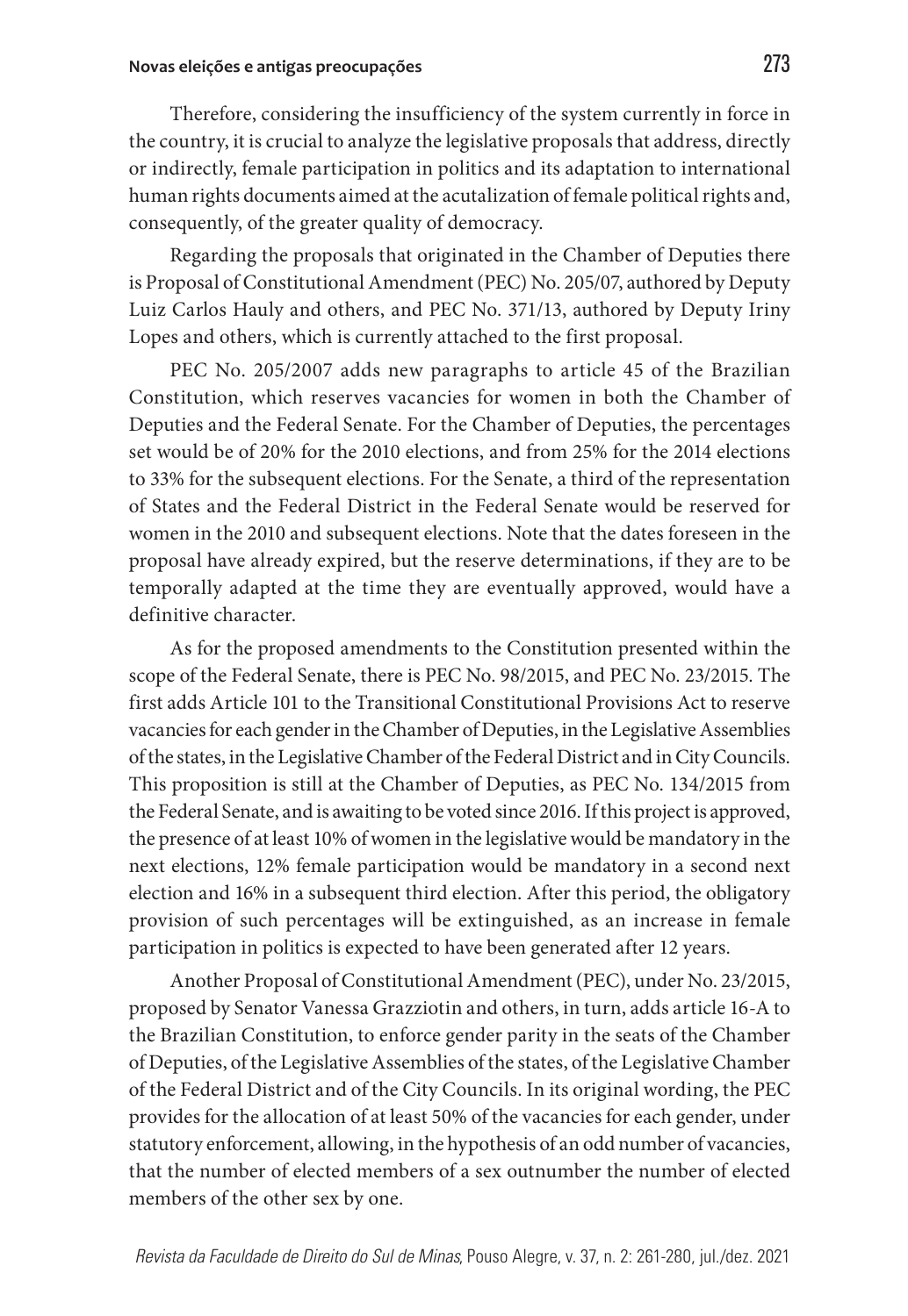Therefore, considering the insufficiency of the system currently in force in the country, it is crucial to analyze the legislative proposals that address, directly or indirectly, female participation in politics and its adaptation to international human rights documents aimed at the acutalization of female political rights and, consequently, of the greater quality of democracy.

Regarding the proposals that originated in the Chamber of Deputies there is Proposal of Constitutional Amendment (PEC) No. 205/07, authored by Deputy Luiz Carlos Hauly and others, and PEC No. 371/13, authored by Deputy Iriny Lopes and others, which is currently attached to the first proposal.

PEC No. 205/2007 adds new paragraphs to article 45 of the Brazilian Constitution, which reserves vacancies for women in both the Chamber of Deputies and the Federal Senate. For the Chamber of Deputies, the percentages set would be of 20% for the 2010 elections, and from 25% for the 2014 elections to 33% for the subsequent elections. For the Senate, a third of the representation of States and the Federal District in the Federal Senate would be reserved for women in the 2010 and subsequent elections. Note that the dates foreseen in the proposal have already expired, but the reserve determinations, if they are to be temporally adapted at the time they are eventually approved, would have a definitive character.

As for the proposed amendments to the Constitution presented within the scope of the Federal Senate, there is PEC No. 98/2015, and PEC No. 23/2015. The first adds Article 101 to the Transitional Constitutional Provisions Act to reserve vacancies for each gender in the Chamber of Deputies, in the Legislative Assemblies of the states, in the Legislative Chamber of the Federal District and in City Councils. This proposition is still at the Chamber of Deputies, as PEC No. 134/2015 from the Federal Senate, and is awaiting to be voted since 2016. If this project is approved, the presence of at least 10% of women in the legislative would be mandatory in the next elections, 12% female participation would be mandatory in a second next election and 16% in a subsequent third election. After this period, the obligatory provision of such percentages will be extinguished, as an increase in female participation in politics is expected to have been generated after 12 years.

Another Proposal of Constitutional Amendment (PEC), under No. 23/2015, proposed by Senator Vanessa Grazziotin and others, in turn, adds article 16-A to the Brazilian Constitution, to enforce gender parity in the seats of the Chamber of Deputies, of the Legislative Assemblies of the states, of the Legislative Chamber of the Federal District and of the City Councils. In its original wording, the PEC provides for the allocation of at least 50% of the vacancies for each gender, under statutory enforcement, allowing, in the hypothesis of an odd number of vacancies, that the number of elected members of a sex outnumber the number of elected members of the other sex by one.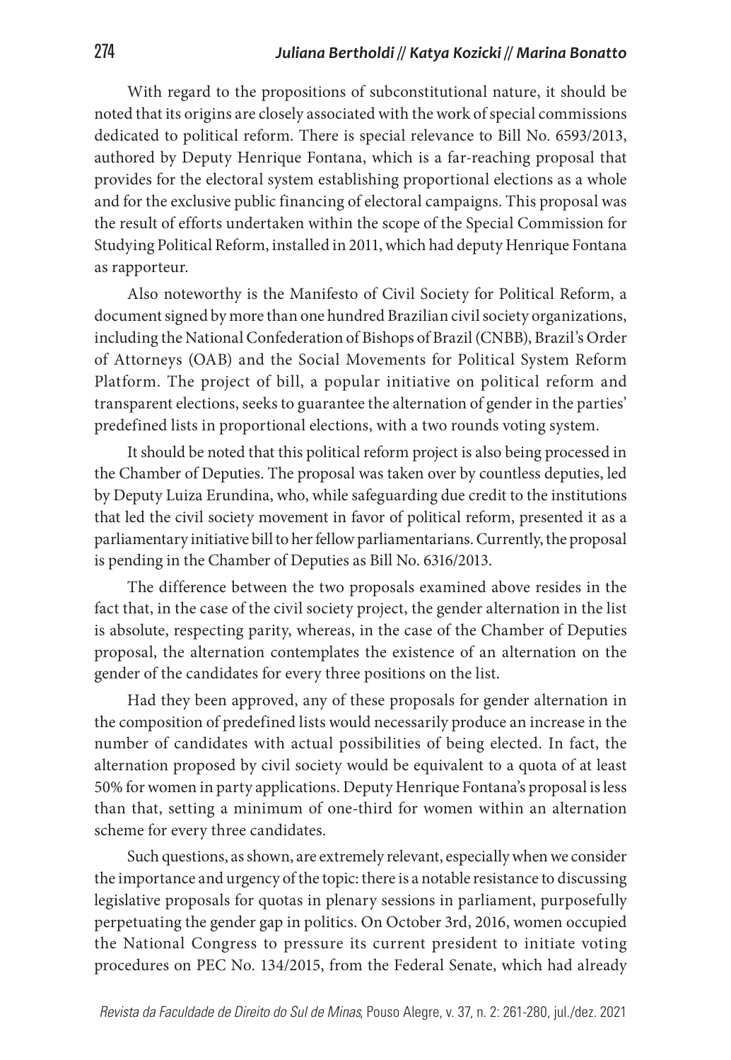With regard to the propositions of subconstitutional nature, it should be noted that its origins are closely associated with the work of special commissions dedicated to political reform. There is special relevance to Bill No. 6593/2013, authored by Deputy Henrique Fontana, which is a far-reaching proposal that provides for the electoral system establishing proportional elections as a whole and for the exclusive public financing of electoral campaigns. This proposal was the result of efforts undertaken within the scope of the Special Commission for Studying Political Reform, installed in 2011, which had deputy Henrique Fontana as rapporteur.

Also noteworthy is the Manifesto of Civil Society for Political Reform, a document signed by more than one hundred Brazilian civil society organizations, including the National Confederation of Bishops of Brazil (CNBB), Brazil's Order of Attorneys (OAB) and the Social Movements for Political System Reform Platform. The project of bill, a popular initiative on political reform and transparent elections, seeks to guarantee the alternation of gender in the parties' predefined lists in proportional elections, with a two rounds voting system.

It should be noted that this political reform project is also being processed in the Chamber of Deputies. The proposal was taken over by countless deputies, led by Deputy Luiza Erundina, who, while safeguarding due credit to the institutions that led the civil society movement in favor of political reform, presented it as a parliamentary initiative bill to her fellow parliamentarians. Currently, the proposal is pending in the Chamber of Deputies as Bill No. 6316/2013.

The difference between the two proposals examined above resides in the fact that, in the case of the civil society project, the gender alternation in the list is absolute, respecting parity, whereas, in the case of the Chamber of Deputies proposal, the alternation contemplates the existence of an alternation on the gender of the candidates for every three positions on the list.

Had they been approved, any of these proposals for gender alternation in the composition of predefined lists would necessarily produce an increase in the number of candidates with actual possibilities of being elected. In fact, the alternation proposed by civil society would be equivalent to a quota of at least 50% for women in party applications. Deputy Henrique Fontana's proposal is less than that, setting a minimum of one-third for women within an alternation scheme for every three candidates.

Such questions, as shown, are extremely relevant, especially when we consider the importance and urgency of the topic: there is a notable resistance to discussing legislative proposals for quotas in plenary sessions in parliament, purposefully perpetuating the gender gap in politics. On October 3rd, 2016, women occupied the National Congress to pressure its current president to initiate voting procedures on PEC No. 134/2015, from the Federal Senate, which had already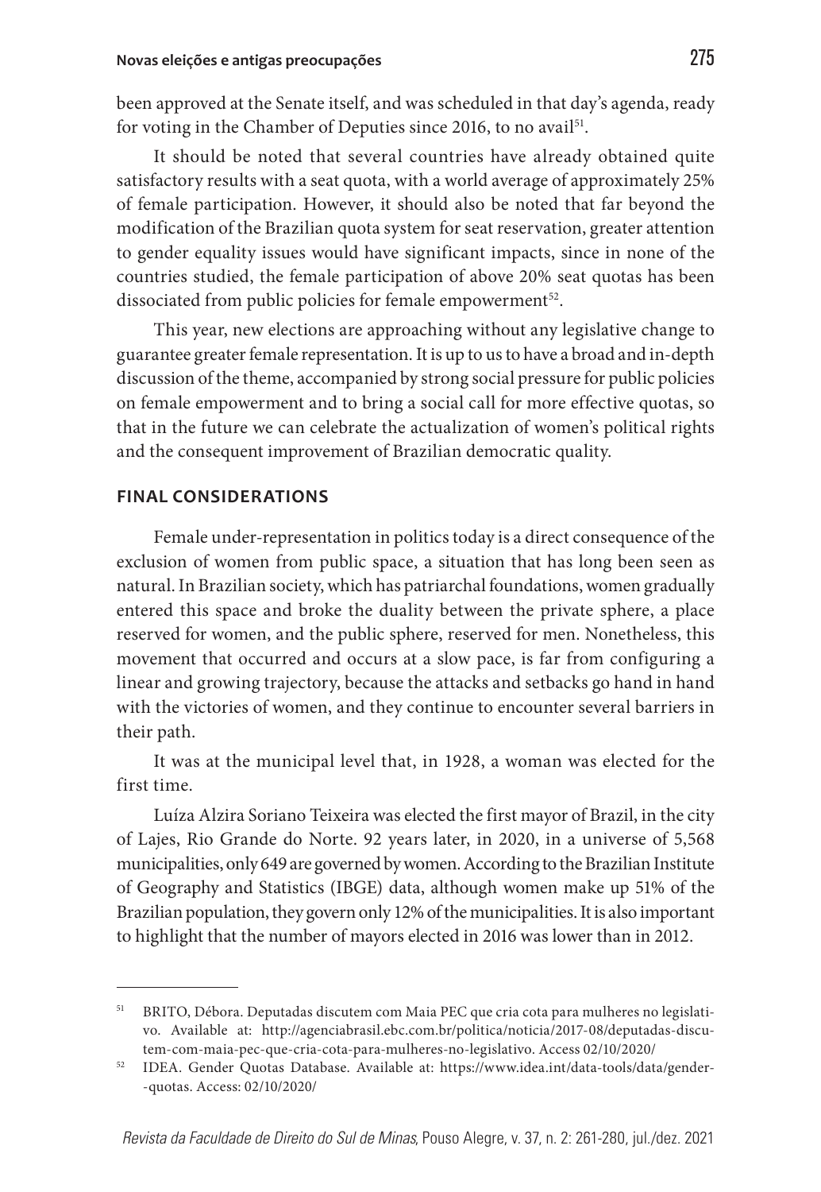been approved at the Senate itself, and was scheduled in that day's agenda, ready for voting in the Chamber of Deputies since 2016, to no avail[51].

It should be noted that several countries have already obtained quite satisfactory results with a seat quota, with a world average of approximately 25% of female participation. However, it should also be noted that far beyond the modification of the Brazilian quota system for seat reservation, greater attention to gender equality issues would have significant impacts, since in none of the countries studied, the female participation of above 20% seat quotas has been dissociated from public policies for female empowerment[52].

This year, new elections are approaching without any legislative change to guarantee greater female representation. It is up to us to have a broad and in-depth discussion of the theme, accompanied by strong social pressure for public policies on female empowerment and to bring a social call for more effective quotas, so that in the future we can celebrate the actualization of women's political rights and the consequent improvement of Brazilian democratic quality.

## FINAL CONSIDERATIONS

Female under-representation in politics today is a direct consequence of the exclusion of women from public space, a situation that has long been seen as natural. In Brazilian society, which has patriarchal foundations, women gradually entered this space and broke the duality between the private sphere, a place reserved for women, and the public sphere, reserved for men. Nonetheless, this movement that occurred and occurs at a slow pace, is far from configuring a linear and growing trajectory, because the attacks and setbacks go hand in hand with the victories of women, and they continue to encounter several barriers in their path.

It was at the municipal level that, in 1928, a woman was elected for the first time.

Luíza Alzira Soriano Teixeira was elected the first mayor of Brazil, in the city of Lajes, Rio Grande do Norte. 92 years later, in 2020, in a universe of 5,568 municipalities, only 649 are governed by women. According to the Brazilian Institute of Geography and Statistics (IBGE) data, although women make up 51% of the Brazilian population, they govern only 12% of the municipalities. It is also important to highlight that the number of mayors elected in 2016 was lower than in 2012.

---

51 BRITO, Débora. Deputadas discutem com Maia PEC que cria cota para mulheres no legislativo. Available at: http://agenciabrasil.ebc.com.br/politica/noticia/2017-08/deputadas-discutem-com-maia-pec-que-cria-cota-para-mulheres-no-legislativo. Access 02/10/2020/

52 IDEA. Gender Quotas Database. Available at: https://www.idea.int/data-tools/data/gender-quotas. Access: 02/10/2020/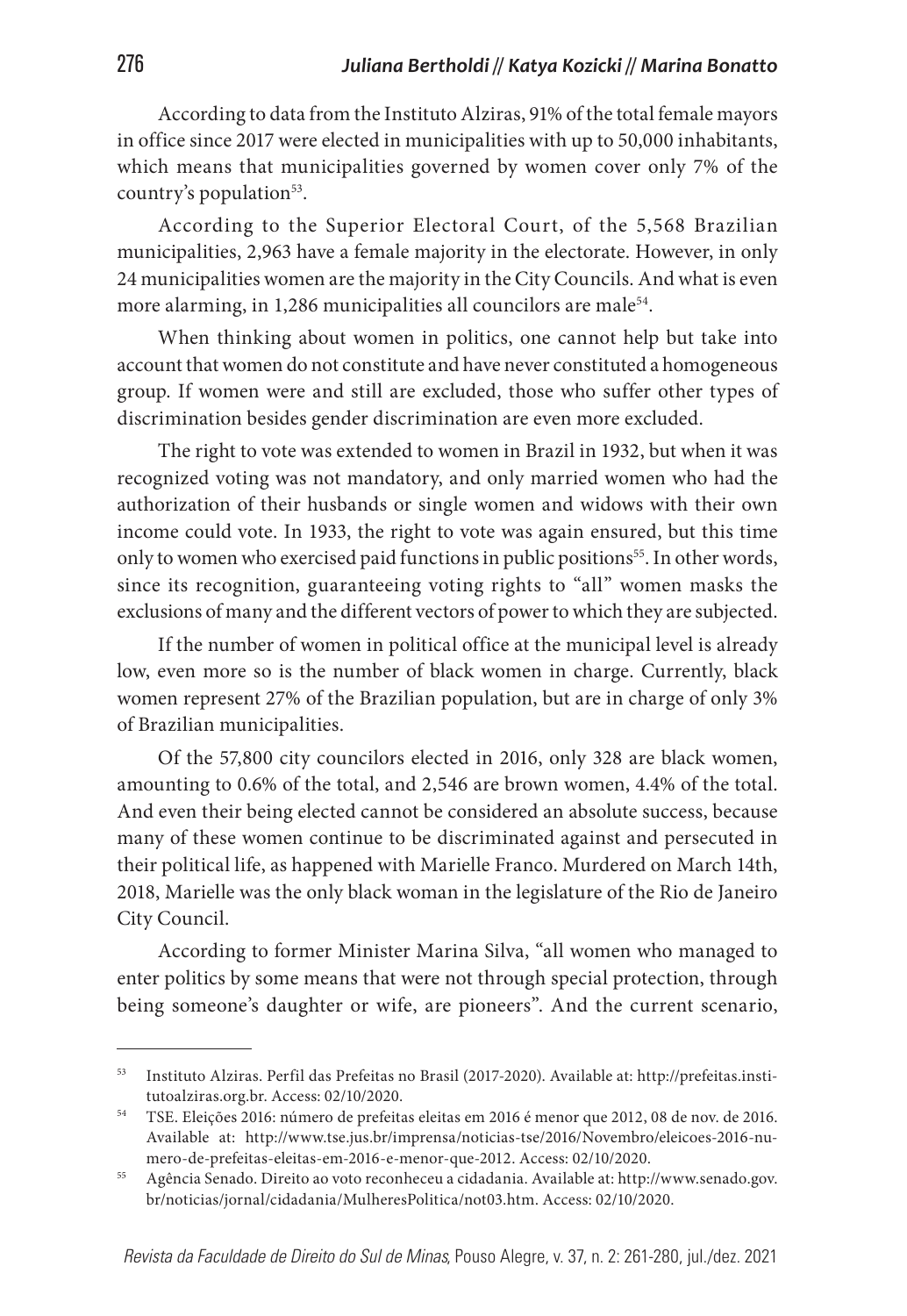According to data from the Instituto Alziras, 91% of the total female mayors in office since 2017 were elected in municipalities with up to 50,000 inhabitants, which means that municipalities governed by women cover only 7% of the country's population[53].

According to the Superior Electoral Court, of the 5,568 Brazilian municipalities, 2,963 have a female majority in the electorate. However, in only 24 municipalities women are the majority in the City Councils. And what is even more alarming, in 1,286 municipalities all councilors are male[54].

When thinking about women in politics, one cannot help but take into account that women do not constitute and have never constituted a homogeneous group. If women were and still are excluded, those who suffer other types of discrimination besides gender discrimination are even more excluded.

The right to vote was extended to women in Brazil in 1932, but when it was recognized voting was not mandatory, and only married women who had the authorization of their husbands or single women and widows with their own income could vote. In 1933, the right to vote was again ensured, but this time only to women who exercised paid functions in public positions[55]. In other words, since its recognition, guaranteeing voting rights to "all" women masks the exclusions of many and the different vectors of power to which they are subjected.

If the number of women in political office at the municipal level is already low, even more so is the number of black women in charge. Currently, black women represent 27% of the Brazilian population, but are in charge of only 3% of Brazilian municipalities.

Of the 57,800 city councilors elected in 2016, only 328 are black women, amounting to 0.6% of the total, and 2,546 are brown women, 4.4% of the total. And even their being elected cannot be considered an absolute success, because many of these women continue to be discriminated against and persecuted in their political life, as happened with Marielle Franco. Murdered on March 14th, 2018, Marielle was the only black woman in the legislature of the Rio de Janeiro City Council.

According to former Minister Marina Silva, "all women who managed to enter politics by some means that were not through special protection, through being someone's daughter or wife, are pioneers". And the current scenario,

---

[53] Instituto Alziras. Perfil das Prefeitas no Brasil (2017-2020). Available at: http://prefeitas.institutoalziras.org.br. Access: 02/10/2020.

[54] TSE. Eleições 2016: número de prefeitas eleitas em 2016 é menor que 2012, 08 de nov. de 2016. Available at: http://www.tse.jus.br/imprensa/noticias-tse/2016/Novembro/eleicoes-2016-numero-de-prefeitas-eleitas-em-2016-e-menor-que-2012. Access: 02/10/2020.

[55] Agência Senado. Direito ao voto reconheceu a cidadania. Available at: http://www.senado.gov.br/noticias/jornal/cidadania/MulheresPolitica/not03.htm. Access: 02/10/2020.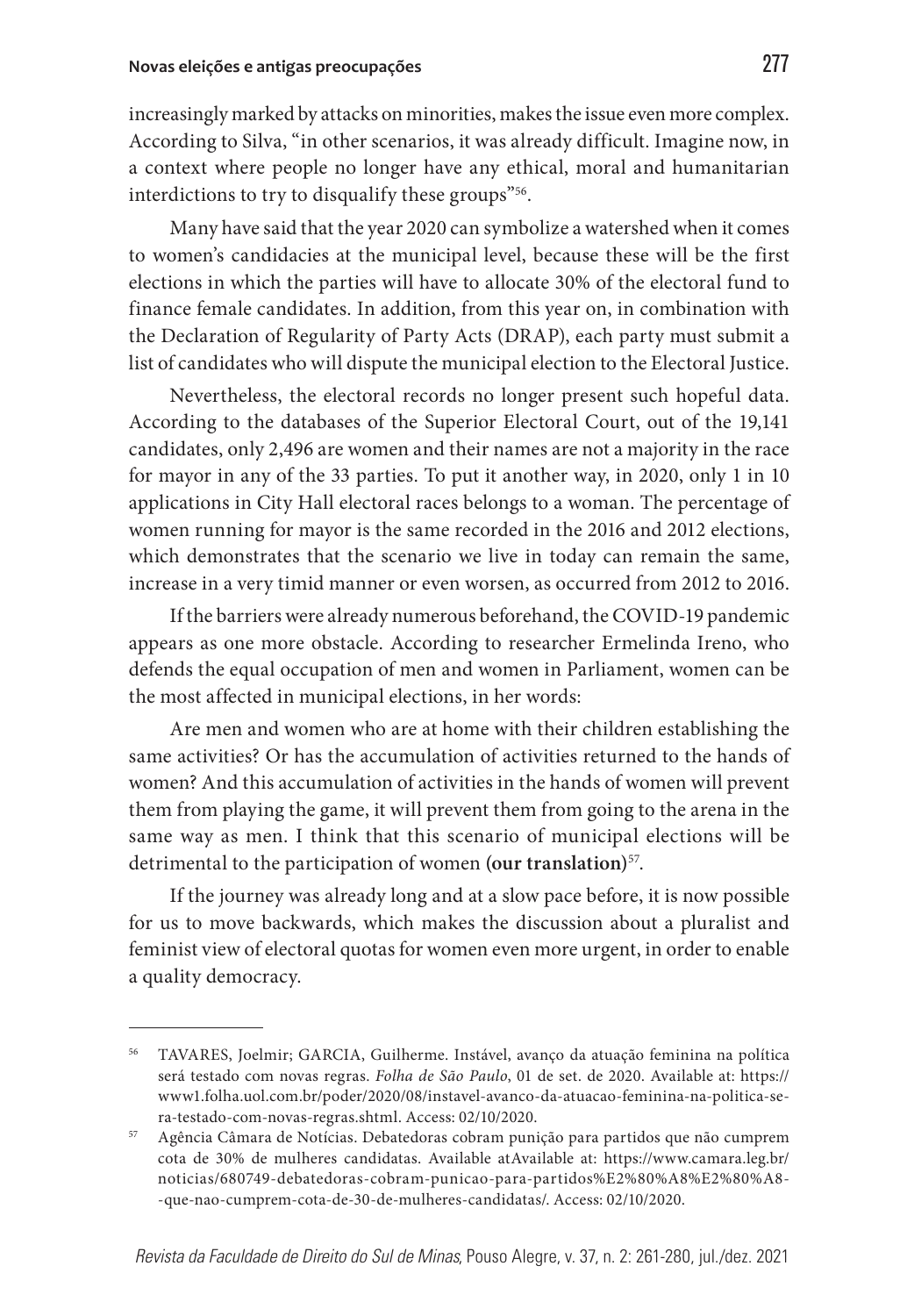increasingly marked by attacks on minorities, makes the issue even more complex. According to Silva, "in other scenarios, it was already difficult. Imagine now, in a context where people no longer have any ethical, moral and humanitarian interdictions to try to disqualify these groups"[56].

Many have said that the year 2020 can symbolize a watershed when it comes to women's candidacies at the municipal level, because these will be the first elections in which the parties will have to allocate 30% of the electoral fund to finance female candidates. In addition, from this year on, in combination with the Declaration of Regularity of Party Acts (DRAP), each party must submit a list of candidates who will dispute the municipal election to the Electoral Justice.

Nevertheless, the electoral records no longer present such hopeful data. According to the databases of the Superior Electoral Court, out of the 19,141 candidates, only 2,496 are women and their names are not a majority in the race for mayor in any of the 33 parties. To put it another way, in 2020, only 1 in 10 applications in City Hall electoral races belongs to a woman. The percentage of women running for mayor is the same recorded in the 2016 and 2012 elections, which demonstrates that the scenario we live in today can remain the same, increase in a very timid manner or even worsen, as occurred from 2012 to 2016.

If the barriers were already numerous beforehand, the COVID-19 pandemic appears as one more obstacle. According to researcher Ermelinda Ireno, who defends the equal occupation of men and women in Parliament, women can be the most affected in municipal elections, in her words:

Are men and women who are at home with their children establishing the same activities? Or has the accumulation of activities returned to the hands of women? And this accumulation of activities in the hands of women will prevent them from playing the game, it will prevent them from going to the arena in the same way as men. I think that this scenario of municipal elections will be detrimental to the participation of women **(our translation)**[57].

If the journey was already long and at a slow pace before, it is now possible for us to move backwards, which makes the discussion about a pluralist and feminist view of electoral quotas for women even more urgent, in order to enable a quality democracy.

---

[56] TAVARES, Joelmir; GARCIA, Guilherme. Instável, avanço da atuação feminina na política será testado com novas regras. *Folha de São Paulo*, 01 de set. de 2020. Available at: https://www1.folha.uol.com.br/poder/2020/08/instavel-avanco-da-atuacao-feminina-na-politica-sera-testado-com-novas-regras.shtml. Access: 02/10/2020.

[57] Agência Câmara de Notícias. Debatedoras cobram punição para partidos que não cumprem cota de 30% de mulheres candidatas. Available atAvailable at: https://www.camara.leg.br/noticias/680749-debatedoras-cobram-punicao-para-partidos%E2%80%A8%E2%80%A8-que-nao-cumprem-cota-de-30-de-mulheres-candidatas/. Access: 02/10/2020.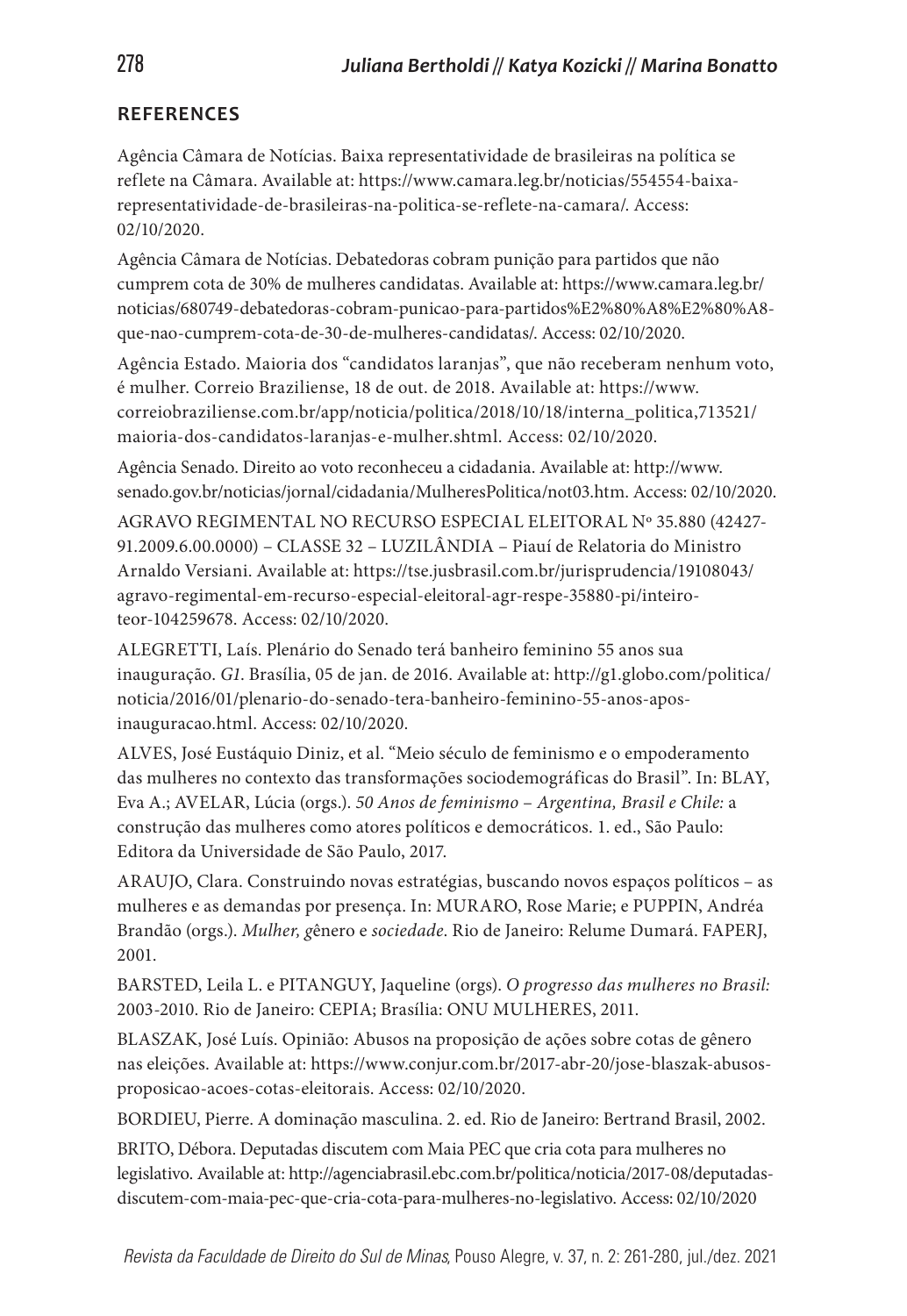## REFERENCES

Agência Câmara de Notícias. Baixa representatividade de brasileiras na política se reflete na Câmara. Available at: https://www.camara.leg.br/noticias/554554-baixa-representatividade-de-brasileiras-na-politica-se-reflete-na-camara/. Access: 02/10/2020.

Agência Câmara de Notícias. Debatedoras cobram punição para partidos que não cumprem cota de 30% de mulheres candidatas. Available at: https://www.camara.leg.br/noticias/680749-debatedoras-cobram-punicao-para-partidos%E2%80%A8%E2%80%A8-que-nao-cumprem-cota-de-30-de-mulheres-candidatas/. Access: 02/10/2020.

Agência Estado. Maioria dos "candidatos laranjas", que não receberam nenhum voto, é mulher. Correio Braziliense, 18 de out. de 2018. Available at: https://www.correiobraziliense.com.br/app/noticia/politica/2018/10/18/interna_politica,713521/maioria-dos-candidatos-laranjas-e-mulher.shtml. Access: 02/10/2020.

Agência Senado. Direito ao voto reconheceu a cidadania. Available at: http://www.senado.gov.br/noticias/jornal/cidadania/MulheresPolitica/not03.htm. Access: 02/10/2020.

AGRAVO REGIMENTAL NO RECURSO ESPECIAL ELEITORAL Nº 35.880 (42427-91.2009.6.00.0000) – CLASSE 32 – LUZILÂNDIA – Piauí de Relatoria do Ministro Arnaldo Versiani. Available at: https://tse.jusbrasil.com.br/jurisprudencia/19108043/agravo-regimental-em-recurso-especial-eleitoral-agr-respe-35880-pi/inteiro-teor-104259678. Access: 02/10/2020.

ALEGRETTI, Laís. Plenário do Senado terá banheiro feminino 55 anos sua inauguração. *G1*. Brasília, 05 de jan. de 2016. Available at: http://g1.globo.com/politica/noticia/2016/01/plenario-do-senado-tera-banheiro-feminino-55-anos-apos-inauguracao.html. Access: 02/10/2020.

ALVES, José Eustáquio Diniz, et al. "Meio século de feminismo e o empoderamento das mulheres no contexto das transformações sociodemográficas do Brasil". In: BLAY, Eva A.; AVELAR, Lúcia (orgs.). *50 Anos de feminismo – Argentina, Brasil e Chile:* a construção das mulheres como atores políticos e democráticos. 1. ed., São Paulo: Editora da Universidade de São Paulo, 2017.

ARAUJO, Clara. Construindo novas estratégias, buscando novos espaços políticos – as mulheres e as demandas por presença. In: MURARO, Rose Marie; e PUPPIN, Andréa Brandão (orgs.). *Mulher, gênero e sociedade*. Rio de Janeiro: Relume Dumará. FAPERJ, 2001.

BARSTED, Leila L. e PITANGUY, Jaqueline (orgs). *O progresso das mulheres no Brasil:* 2003-2010. Rio de Janeiro: CEPIA; Brasília: ONU MULHERES, 2011.

BLASZAK, José Luís. Opinião: Abusos na proposição de ações sobre cotas de gênero nas eleições. Available at: https://www.conjur.com.br/2017-abr-20/jose-blaszak-abusos-proposicao-acoes-cotas-eleitorais. Access: 02/10/2020.

BORDIEU, Pierre. A dominação masculina. 2. ed. Rio de Janeiro: Bertrand Brasil, 2002.

BRITO, Débora. Deputadas discutem com Maia PEC que cria cota para mulheres no legislativo. Available at: http://agenciabrasil.ebc.com.br/politica/noticia/2017-08/deputadas-discutem-com-maia-pec-que-cria-cota-para-mulheres-no-legislativo. Access: 02/10/2020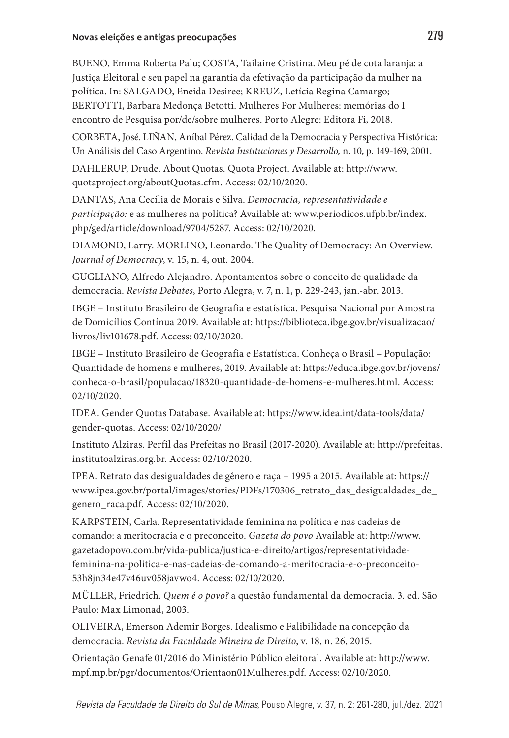BUENO, Emma Roberta Palu; COSTA, Tailaine Cristina. Meu pé de cota laranja: a Justiça Eleitoral e seu papel na garantia da efetivação da participação da mulher na política. In: SALGADO, Eneida Desiree; KREUZ, Letícia Regina Camargo; BERTOTTI, Barbara Medonça Betotti. Mulheres Por Mulheres: memórias do I encontro de Pesquisa por/de/sobre mulheres. Porto Alegre: Editora Fi, 2018.

CORBETA, José. LIÑAN, Aníbal Pérez. Calidad de la Democracia y Perspectiva Histórica: Un Análisis del Caso Argentino. *Revista Instituciones y Desarrollo,* n. 10, p. 149-169, 2001.

DAHLERUP, Drude. About Quotas. Quota Project. Available at: http://www.quotaproject.org/aboutQuotas.cfm. Access: 02/10/2020.

DANTAS, Ana Cecília de Morais e Silva. *Democracia, representatividade e participação:* e as mulheres na política? Available at: www.periodicos.ufpb.br/index.php/ged/article/download/9704/5287. Access: 02/10/2020.

DIAMOND, Larry. MORLINO, Leonardo. The Quality of Democracy: An Overview. *Journal of Democracy*, v. 15, n. 4, out. 2004.

GUGLIANO, Alfredo Alejandro. Apontamentos sobre o conceito de qualidade da democracia. *Revista Debates*, Porto Alegra, v. 7, n. 1, p. 229-243, jan.-abr. 2013.

IBGE – Instituto Brasileiro de Geografia e estatística. Pesquisa Nacional por Amostra de Domicílios Contínua 2019. Available at: https://biblioteca.ibge.gov.br/visualizacao/livros/liv101678.pdf. Access: 02/10/2020.

IBGE – Instituto Brasileiro de Geografia e Estatística. Conheça o Brasil – População: Quantidade de homens e mulheres, 2019. Available at: https://educa.ibge.gov.br/jovens/conheca-o-brasil/populacao/18320-quantidade-de-homens-e-mulheres.html. Access: 02/10/2020.

IDEA. Gender Quotas Database. Available at: https://www.idea.int/data-tools/data/gender-quotas. Access: 02/10/2020/

Instituto Alziras. Perfil das Prefeitas no Brasil (2017-2020). Available at: http://prefeitas.institutoalziras.org.br. Access: 02/10/2020.

IPEA. Retrato das desigualdades de gênero e raça – 1995 a 2015. Available at: https://www.ipea.gov.br/portal/images/stories/PDFs/170306_retrato_das_desigualdades_de_genero_raca.pdf. Access: 02/10/2020.

KARPSTEIN, Carla. Representatividade feminina na política e nas cadeias de comando: a meritocracia e o preconceito. *Gazeta do povo* Available at: http://www.gazetadopovo.com.br/vida-publica/justica-e-direito/artigos/representatividade-feminina-na-politica-e-nas-cadeias-de-comando-a-meritocracia-e-o-preconceito-53h8jn34e47v46uv058javwo4. Access: 02/10/2020.

MÜLLER, Friedrich. *Quem é o povo?* a questão fundamental da democracia. 3. ed. São Paulo: Max Limonad, 2003.

OLIVEIRA, Emerson Ademir Borges. Idealismo e Falibilidade na concepção da democracia. *Revista da Faculdade Mineira de Direito*, v. 18, n. 26, 2015.

Orientação Genafe 01/2016 do Ministério Público eleitoral. Available at: http://www.mpf.mp.br/pgr/documentos/Orientaon01Mulheres.pdf. Access: 02/10/2020.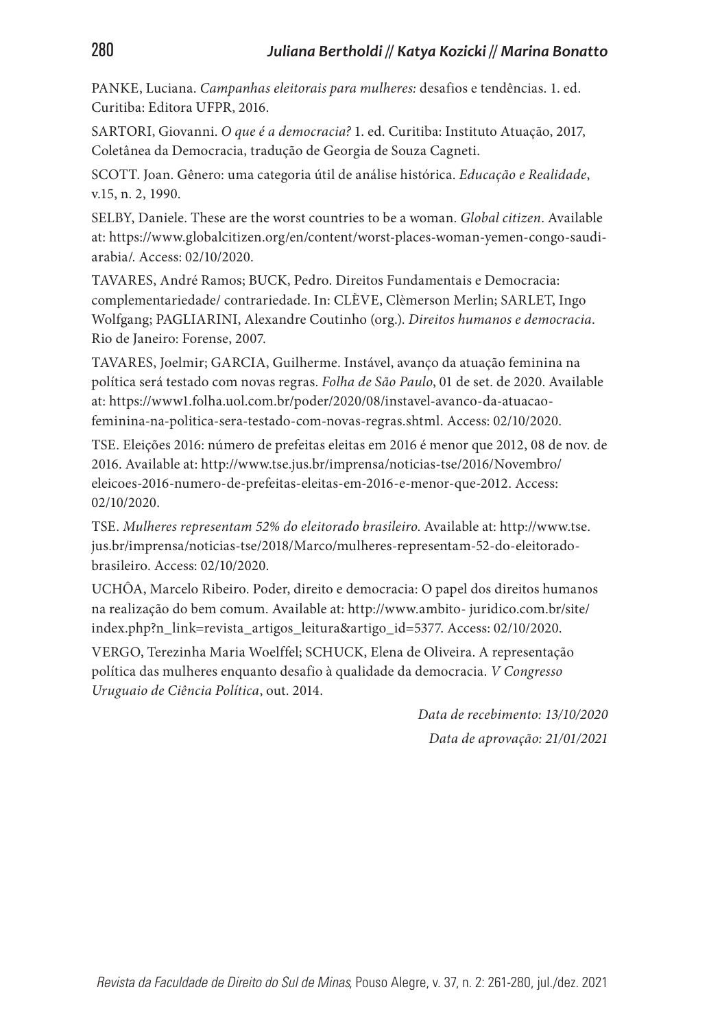PANKE, Luciana. *Campanhas eleitorais para mulheres:* desafios e tendências. 1. ed. Curitiba: Editora UFPR, 2016.

SARTORI, Giovanni. *O que é a democracia?* 1. ed. Curitiba: Instituto Atuação, 2017, Coletânea da Democracia, tradução de Georgia de Souza Cagneti.

SCOTT. Joan. Gênero: uma categoria útil de análise histórica. *Educação e Realidade*, v.15, n. 2, 1990.

SELBY, Daniele. These are the worst countries to be a woman. *Global citizen*. Available at: https://www.globalcitizen.org/en/content/worst-places-woman-yemen-congo-saudi-arabia/. Access: 02/10/2020.

TAVARES, André Ramos; BUCK, Pedro. Direitos Fundamentais e Democracia: complementariedade/ contrariedade. In: CLÈVE, Clèmerson Merlin; SARLET, Ingo Wolfgang; PAGLIARINI, Alexandre Coutinho (org.). *Direitos humanos e democracia*. Rio de Janeiro: Forense, 2007.

TAVARES, Joelmir; GARCIA, Guilherme. Instável, avanço da atuação feminina na política será testado com novas regras. *Folha de São Paulo*, 01 de set. de 2020. Available at: https://www1.folha.uol.com.br/poder/2020/08/instavel-avanco-da-atuacao-feminina-na-politica-sera-testado-com-novas-regras.shtml. Access: 02/10/2020.

TSE. Eleições 2016: número de prefeitas eleitas em 2016 é menor que 2012, 08 de nov. de 2016. Available at: http://www.tse.jus.br/imprensa/noticias-tse/2016/Novembro/eleicoes-2016-numero-de-prefeitas-eleitas-em-2016-e-menor-que-2012. Access: 02/10/2020.

TSE. *Mulheres representam 52% do eleitorado brasileiro*. Available at: http://www.tse.jus.br/imprensa/noticias-tse/2018/Marco/mulheres-representam-52-do-eleitorado-brasileiro. Access: 02/10/2020.

UCHÔA, Marcelo Ribeiro. Poder, direito e democracia: O papel dos direitos humanos na realização do bem comum. Available at: http://www.ambito- juridico.com.br/site/index.php?n_link=revista_artigos_leitura&artigo_id=5377. Access: 02/10/2020.

VERGO, Terezinha Maria Woelffel; SCHUCK, Elena de Oliveira. A representação política das mulheres enquanto desafio à qualidade da democracia. *V Congresso Uruguaio de Ciência Política*, out. 2014.

*Data de recebimento: 13/10/2020*

*Data de aprovação: 21/01/2021*